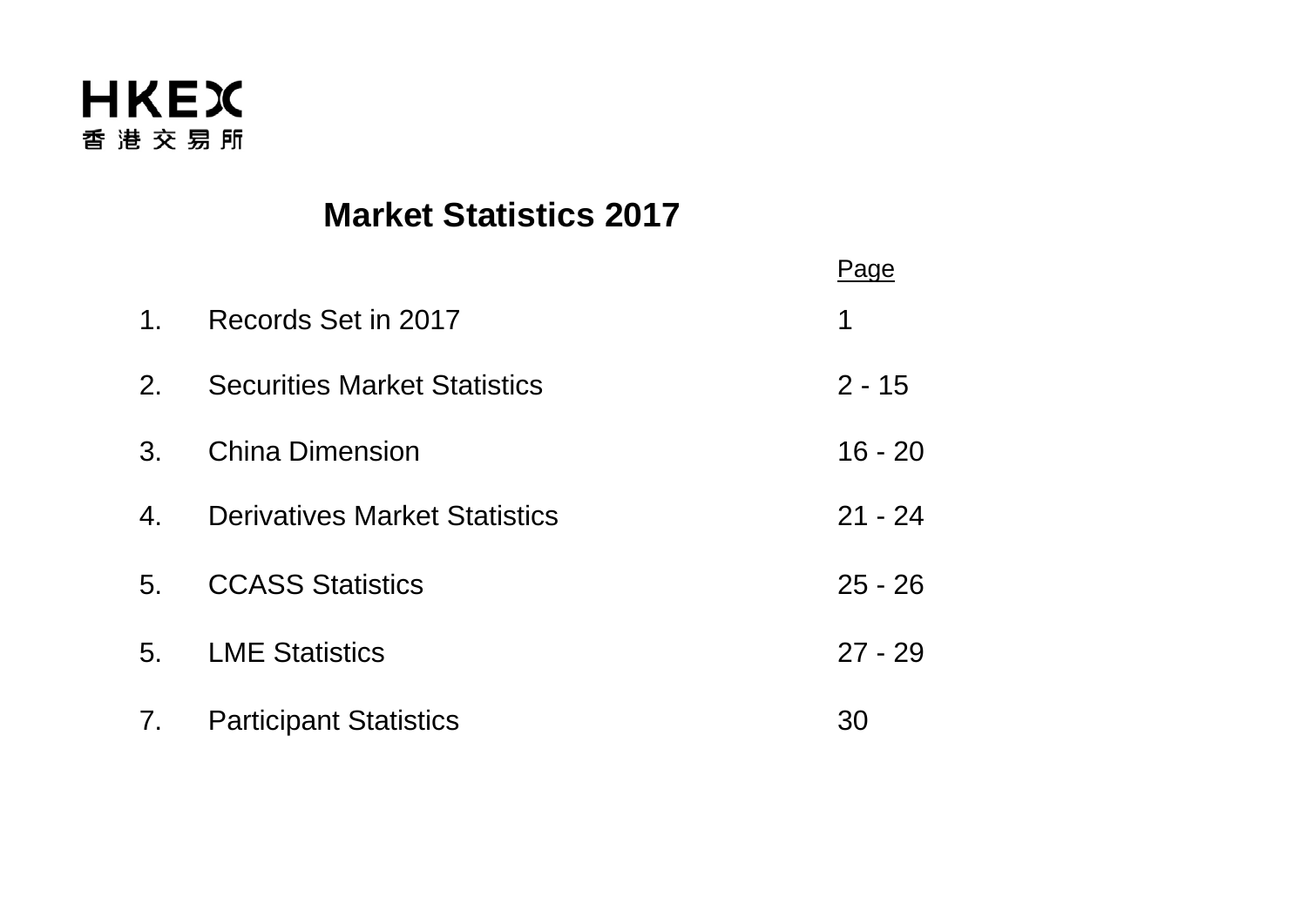HKEX
香港交易所

# Market Statistics 2017

| | | Page |
|---|---|---|
| 1. | Records Set in 2017 | 1 |
| 2. | Securities Market Statistics | 2 - 15 |
| 3. | China Dimension | 16 - 20 |
| 4. | Derivatives Market Statistics | 21 - 24 |
| 5. | CCASS Statistics | 25 - 26 |
| 5. | LME Statistics | 27 - 29 |
| 7. | Participant Statistics | 30 |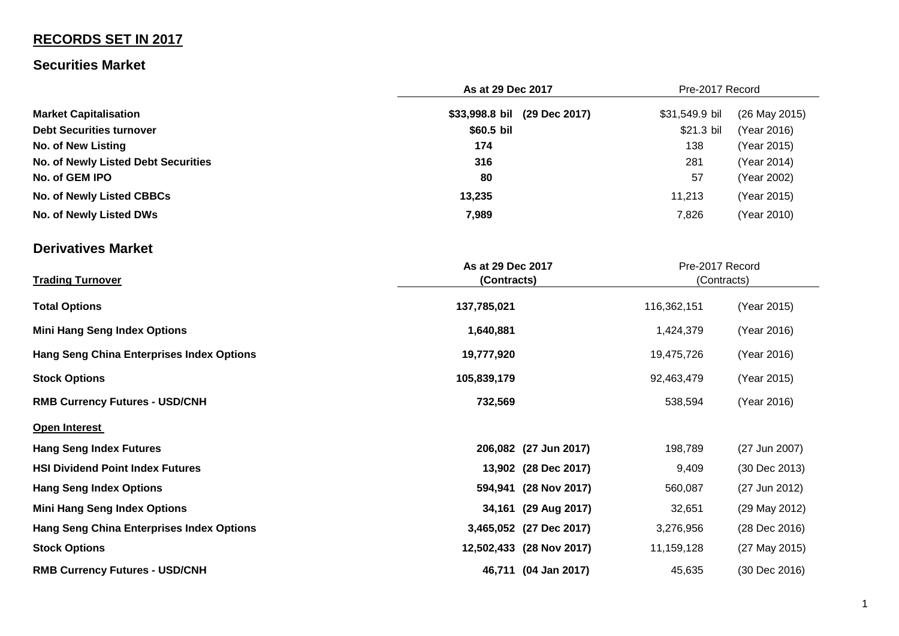## RECORDS SET IN 2017

### Securities Market

| | As at 29 Dec 2017 | | Pre-2017 Record | |
|---|---|---|---|---|
| **Market Capitalisation** | **$33,998.8 bil** | **(29 Dec 2017)** | $31,549.9 bil | (26 May 2015) |
| **Debt Securities turnover** | **$60.5 bil** | | $21.3 bil | (Year 2016) |
| **No. of New Listing** | **174** | | 138 | (Year 2015) |
| **No. of Newly Listed Debt Securities** | **316** | | 281 | (Year 2014) |
| **No. of GEM IPO** | **80** | | 57 | (Year 2002) |
| **No. of Newly Listed CBBCs** | **13,235** | | 11,213 | (Year 2015) |
| **No. of Newly Listed DWs** | **7,989** | | 7,826 | (Year 2010) |

### Derivatives Market

| **Trading Turnover** | As at 29 Dec 2017 (Contracts) | | Pre-2017 Record (Contracts) | |
|---|---|---|---|---|
| **Total Options** | **137,785,021** | | 116,362,151 | (Year 2015) |
| **Mini Hang Seng Index Options** | **1,640,881** | | 1,424,379 | (Year 2016) |
| **Hang Seng China Enterprises Index Options** | **19,777,920** | | 19,475,726 | (Year 2016) |
| **Stock Options** | **105,839,179** | | 92,463,479 | (Year 2015) |
| **RMB Currency Futures - USD/CNH** | **732,569** | | 538,594 | (Year 2016) |
| **Open Interest** | | | | |
| **Hang Seng Index Futures** | **206,082** | **(27 Jun 2017)** | 198,789 | (27 Jun 2007) |
| **HSI Dividend Point Index Futures** | **13,902** | **(28 Dec 2017)** | 9,409 | (30 Dec 2013) |
| **Hang Seng Index Options** | **594,941** | **(28 Nov 2017)** | 560,087 | (27 Jun 2012) |
| **Mini Hang Seng Index Options** | **34,161** | **(29 Aug 2017)** | 32,651 | (29 May 2012) |
| **Hang Seng China Enterprises Index Options** | **3,465,052** | **(27 Dec 2017)** | 3,276,956 | (28 Dec 2016) |
| **Stock Options** | **12,502,433** | **(28 Nov 2017)** | 11,159,128 | (27 May 2015) |
| **RMB Currency Futures - USD/CNH** | **46,711** | **(04 Jan 2017)** | 45,635 | (30 Dec 2016) |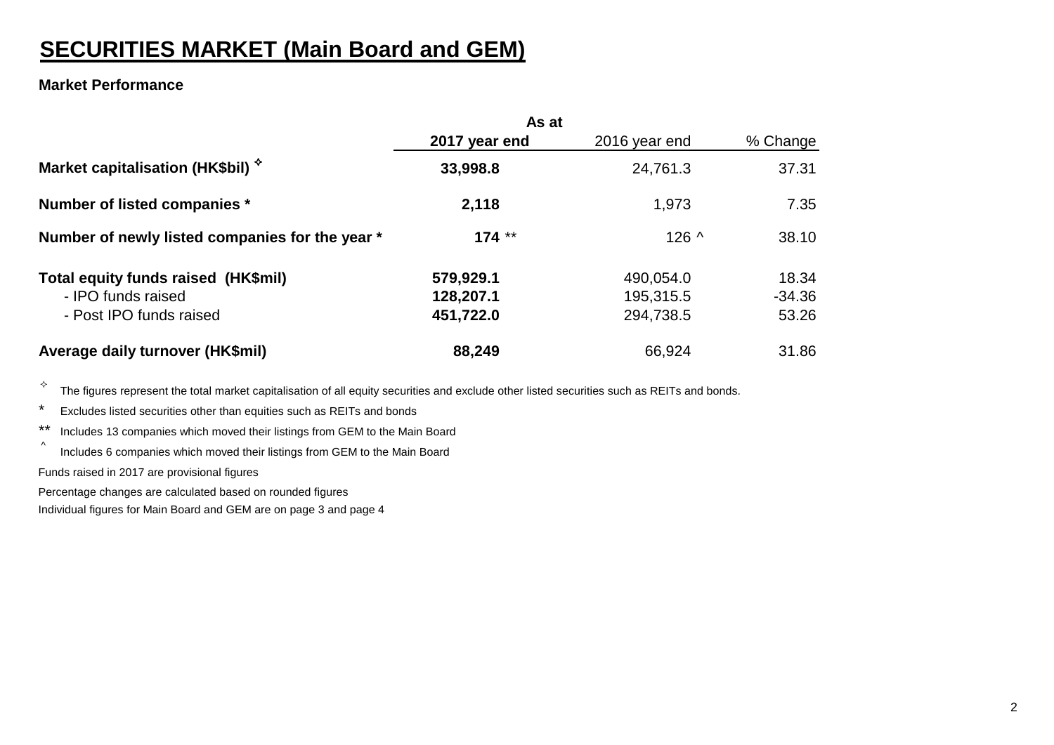# SECURITIES MARKET (Main Board and GEM)

**Market Performance**

| | As at | | |
|---|---|---|---|
| | **2017 year end** | 2016 year end | % Change |
| **Market capitalisation (HK$bil)** ✧ | **33,998.8** | 24,761.3 | 37.31 |
| **Number of listed companies** * | **2,118** | 1,973 | 7.35 |
| **Number of newly listed companies for the year** * | **174** ** | 126 ^ | 38.10 |
| **Total equity funds raised (HK$mil)** | **579,929.1** | 490,054.0 | 18.34 |
| - IPO funds raised | **128,207.1** | 195,315.5 | -34.36 |
| - Post IPO funds raised | **451,722.0** | 294,738.5 | 53.26 |
| **Average daily turnover (HK$mil)** | **88,249** | 66,924 | 31.86 |

✧ The figures represent the total market capitalisation of all equity securities and exclude other listed securities such as REITs and bonds.

\* Excludes listed securities other than equities such as REITs and bonds

** Includes 13 companies which moved their listings from GEM to the Main Board

^ Includes 6 companies which moved their listings from GEM to the Main Board

Funds raised in 2017 are provisional figures

Percentage changes are calculated based on rounded figures

Individual figures for Main Board and GEM are on page 3 and page 4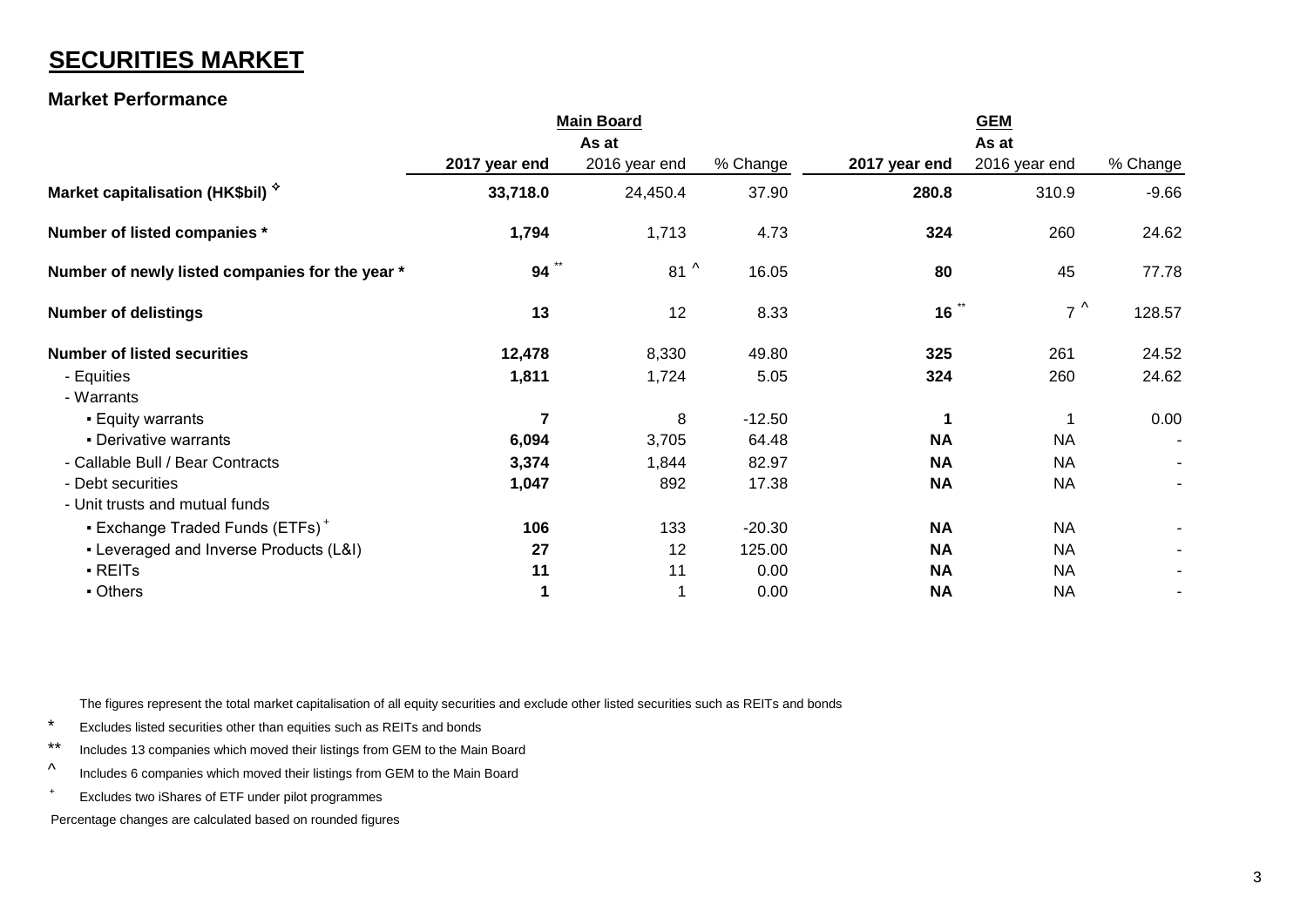# SECURITIES MARKET

## Market Performance

| | Main Board | | | GEM | | |
|---|---|---|---|---|---|---|
| | As at | | | As at | | |
| | **2017 year end** | 2016 year end | % Change | **2017 year end** | 2016 year end | % Change |
| **Market capitalisation (HK$bil)** ✧ | **33,718.0** | 24,450.4 | 37.90 | **280.8** | 310.9 | -9.66 |
| **Number of listed companies** * | **1,794** | 1,713 | 4.73 | **324** | 260 | 24.62 |
| **Number of newly listed companies for the year** * | **94** ** | 81 ^ | 16.05 | **80** | 45 | 77.78 |
| **Number of delistings** | **13** | 12 | 8.33 | **16** ** | 7 ^ | 128.57 |
| **Number of listed securities** | **12,478** | 8,330 | 49.80 | **325** | 261 | 24.52 |
| - Equities | **1,811** | 1,724 | 5.05 | **324** | 260 | 24.62 |
| - Warrants | | | | | | |
| ▪ Equity warrants | **7** | 8 | -12.50 | **1** | 1 | 0.00 |
| ▪ Derivative warrants | **6,094** | 3,705 | 64.48 | **NA** | NA | - |
| - Callable Bull / Bear Contracts | **3,374** | 1,844 | 82.97 | **NA** | NA | - |
| - Debt securities | **1,047** | 892 | 17.38 | **NA** | NA | - |
| - Unit trusts and mutual funds | | | | | | |
| ▪ Exchange Traded Funds (ETFs) + | **106** | 133 | -20.30 | **NA** | NA | - |
| ▪ Leveraged and Inverse Products (L&I) | **27** | 12 | 125.00 | **NA** | NA | - |
| ▪ REITs | **11** | 11 | 0.00 | **NA** | NA | - |
| ▪ Others | **1** | 1 | 0.00 | **NA** | NA | - |

✧ The figures represent the total market capitalisation of all equity securities and exclude other listed securities such as REITs and bonds

\* Excludes listed securities other than equities such as REITs and bonds

** Includes 13 companies which moved their listings from GEM to the Main Board

^ Includes 6 companies which moved their listings from GEM to the Main Board

\+ Excludes two iShares of ETF under pilot programmes

Percentage changes are calculated based on rounded figures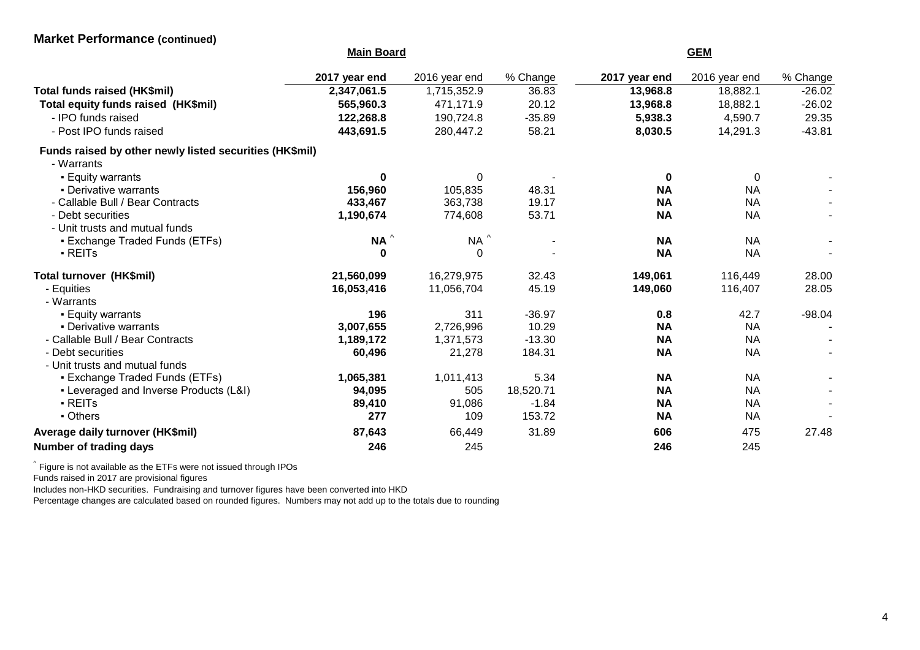## Market Performance (continued)

| | Main Board | | | GEM | | |
|---|---|---|---|---|---|---|
| | **2017 year end** | 2016 year end | % Change | **2017 year end** | 2016 year end | % Change |
| **Total funds raised (HK$mil)** | **2,347,061.5** | 1,715,352.9 | 36.83 | **13,968.8** | 18,882.1 | -26.02 |
| **Total equity funds raised (HK$mil)** | **565,960.3** | 471,171.9 | 20.12 | **13,968.8** | 18,882.1 | -26.02 |
| - IPO funds raised | **122,268.8** | 190,724.8 | -35.89 | **5,938.3** | 4,590.7 | 29.35 |
| - Post IPO funds raised | **443,691.5** | 280,447.2 | 58.21 | **8,030.5** | 14,291.3 | -43.81 |
| **Funds raised by other newly listed securities (HK$mil)** | | | | | | |
| - Warrants | | | | | | |
| ▪ Equity warrants | **0** | 0 | - | **0** | 0 | - |
| ▪ Derivative warrants | **156,960** | 105,835 | 48.31 | **NA** | NA | - |
| - Callable Bull / Bear Contracts | **433,467** | 363,738 | 19.17 | **NA** | NA | - |
| - Debt securities | **1,190,674** | 774,608 | 53.71 | **NA** | NA | - |
| - Unit trusts and mutual funds | | | | | | |
| ▪ Exchange Traded Funds (ETFs) | **NA** ^ | NA ^ | - | **NA** | NA | - |
| ▪ REITs | **0** | 0 | - | **NA** | NA | - |
| **Total turnover (HK$mil)** | **21,560,099** | 16,279,975 | 32.43 | **149,061** | 116,449 | 28.00 |
| - Equities | **16,053,416** | 11,056,704 | 45.19 | **149,060** | 116,407 | 28.05 |
| - Warrants | | | | | | |
| ▪ Equity warrants | **196** | 311 | -36.97 | **0.8** | 42.7 | -98.04 |
| ▪ Derivative warrants | **3,007,655** | 2,726,996 | 10.29 | **NA** | NA | - |
| - Callable Bull / Bear Contracts | **1,189,172** | 1,371,573 | -13.30 | **NA** | NA | - |
| - Debt securities | **60,496** | 21,278 | 184.31 | **NA** | NA | - |
| - Unit trusts and mutual funds | | | | | | |
| ▪ Exchange Traded Funds (ETFs) | **1,065,381** | 1,011,413 | 5.34 | **NA** | NA | - |
| ▪ Leveraged and Inverse Products (L&I) | **94,095** | 505 | 18,520.71 | **NA** | NA | - |
| ▪ REITs | **89,410** | 91,086 | -1.84 | **NA** | NA | - |
| ▪ Others | **277** | 109 | 153.72 | **NA** | NA | - |
| **Average daily turnover (HK$mil)** | **87,643** | 66,449 | 31.89 | **606** | 475 | 27.48 |
| **Number of trading days** | **246** | 245 | | **246** | 245 | |

^ Figure is not available as the ETFs were not issued through IPOs

Funds raised in 2017 are provisional figures

Includes non-HKD securities. Fundraising and turnover figures have been converted into HKD

Percentage changes are calculated based on rounded figures. Numbers may not add up to the totals due to rounding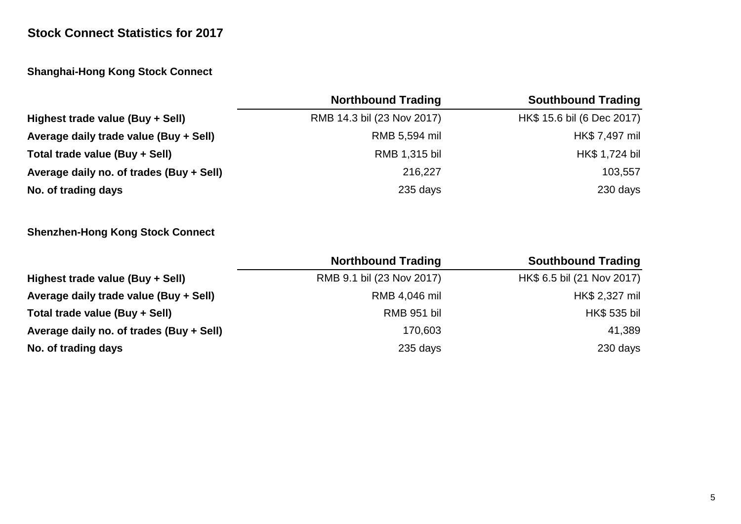# Stock Connect Statistics for 2017

## Shanghai-Hong Kong Stock Connect

| | Northbound Trading | Southbound Trading |
|---|---|---|
| **Highest trade value (Buy + Sell)** | RMB 14.3 bil (23 Nov 2017) | HK$ 15.6 bil (6 Dec 2017) |
| **Average daily trade value (Buy + Sell)** | RMB 5,594 mil | HK$ 7,497 mil |
| **Total trade value (Buy + Sell)** | RMB 1,315 bil | HK$ 1,724 bil |
| **Average daily no. of trades (Buy + Sell)** | 216,227 | 103,557 |
| **No. of trading days** | 235 days | 230 days |

## Shenzhen-Hong Kong Stock Connect

| | Northbound Trading | Southbound Trading |
|---|---|---|
| **Highest trade value (Buy + Sell)** | RMB 9.1 bil (23 Nov 2017) | HK$ 6.5 bil (21 Nov 2017) |
| **Average daily trade value (Buy + Sell)** | RMB 4,046 mil | HK$ 2,327 mil |
| **Total trade value (Buy + Sell)** | RMB 951 bil | HK$ 535 bil |
| **Average daily no. of trades (Buy + Sell)** | 170,603 | 41,389 |
| **No. of trading days** | 235 days | 230 days |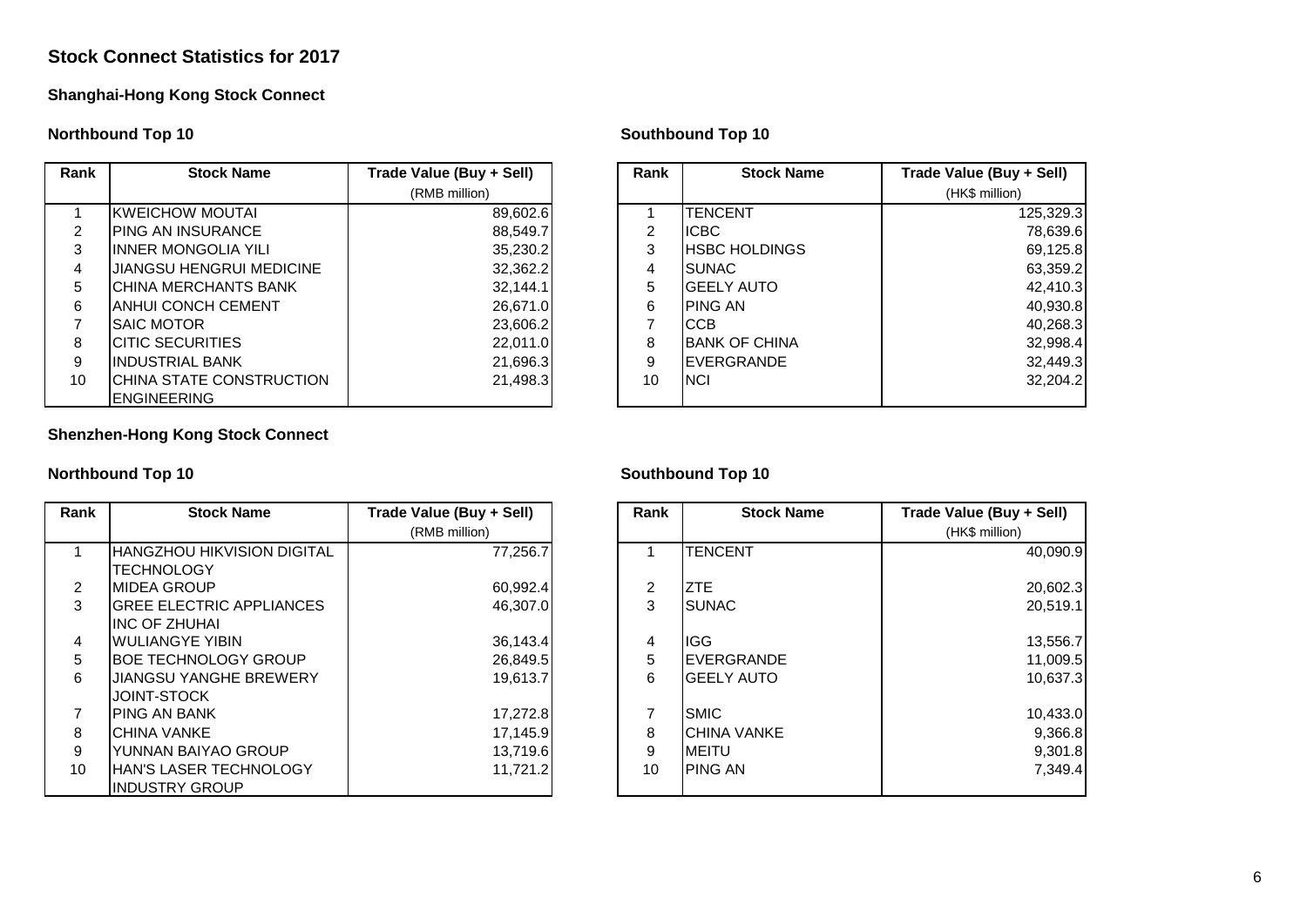# Stock Connect Statistics for 2017

## Shanghai-Hong Kong Stock Connect

### Northbound Top 10

| Rank | Stock Name | Trade Value (Buy + Sell) (RMB million) |
|---|---|---|
| 1 | KWEICHOW MOUTAI | 89,602.6 |
| 2 | PING AN INSURANCE | 88,549.7 |
| 3 | INNER MONGOLIA YILI | 35,230.2 |
| 4 | JIANGSU HENGRUI MEDICINE | 32,362.2 |
| 5 | CHINA MERCHANTS BANK | 32,144.1 |
| 6 | ANHUI CONCH CEMENT | 26,671.0 |
| 7 | SAIC MOTOR | 23,606.2 |
| 8 | CITIC SECURITIES | 22,011.0 |
| 9 | INDUSTRIAL BANK | 21,696.3 |
| 10 | CHINA STATE CONSTRUCTION ENGINEERING | 21,498.3 |

### Southbound Top 10

| Rank | Stock Name | Trade Value (Buy + Sell) (HK$ million) |
|---|---|---|
| 1 | TENCENT | 125,329.3 |
| 2 | ICBC | 78,639.6 |
| 3 | HSBC HOLDINGS | 69,125.8 |
| 4 | SUNAC | 63,359.2 |
| 5 | GEELY AUTO | 42,410.3 |
| 6 | PING AN | 40,930.8 |
| 7 | CCB | 40,268.3 |
| 8 | BANK OF CHINA | 32,998.4 |
| 9 | EVERGRANDE | 32,449.3 |
| 10 | NCI | 32,204.2 |

## Shenzhen-Hong Kong Stock Connect

### Northbound Top 10

| Rank | Stock Name | Trade Value (Buy + Sell) (RMB million) |
|---|---|---|
| 1 | HANGZHOU HIKVISION DIGITAL TECHNOLOGY | 77,256.7 |
| 2 | MIDEA GROUP | 60,992.4 |
| 3 | GREE ELECTRIC APPLIANCES INC OF ZHUHAI | 46,307.0 |
| 4 | WULIANGYE YIBIN | 36,143.4 |
| 5 | BOE TECHNOLOGY GROUP | 26,849.5 |
| 6 | JIANGSU YANGHE BREWERY JOINT-STOCK | 19,613.7 |
| 7 | PING AN BANK | 17,272.8 |
| 8 | CHINA VANKE | 17,145.9 |
| 9 | YUNNAN BAIYAO GROUP | 13,719.6 |
| 10 | HAN'S LASER TECHNOLOGY INDUSTRY GROUP | 11,721.2 |

### Southbound Top 10

| Rank | Stock Name | Trade Value (Buy + Sell) (HK$ million) |
|---|---|---|
| 1 | TENCENT | 40,090.9 |
| 2 | ZTE | 20,602.3 |
| 3 | SUNAC | 20,519.1 |
| 4 | IGG | 13,556.7 |
| 5 | EVERGRANDE | 11,009.5 |
| 6 | GEELY AUTO | 10,637.3 |
| 7 | SMIC | 10,433.0 |
| 8 | CHINA VANKE | 9,366.8 |
| 9 | MEITU | 9,301.8 |
| 10 | PING AN | 7,349.4 |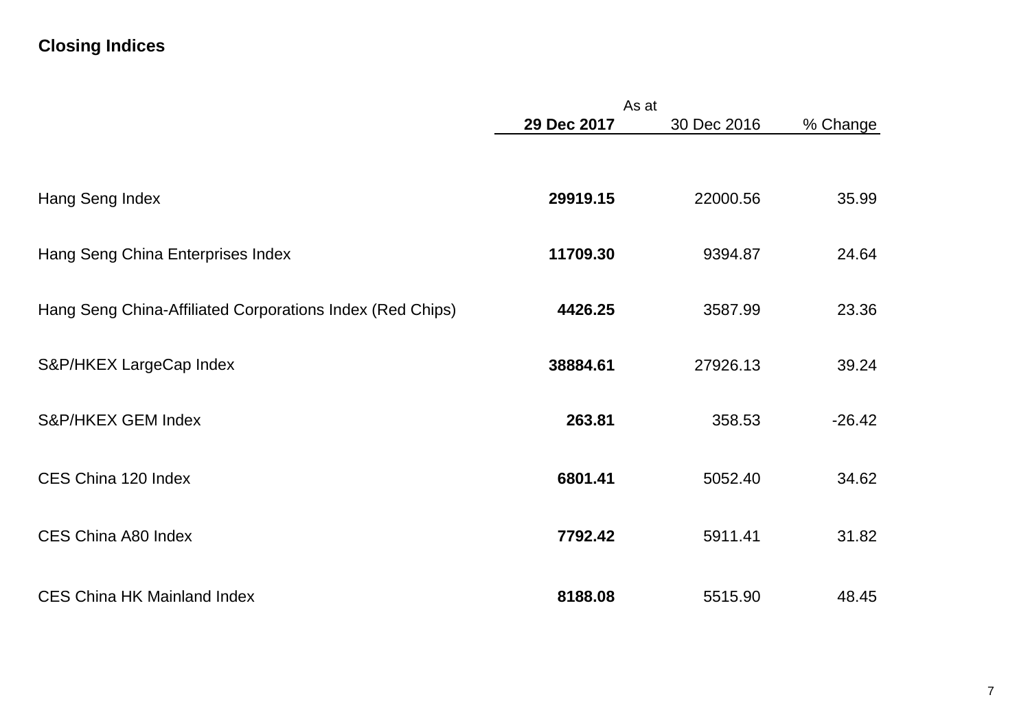## Closing Indices

| | As at | | |
|---|---|---|---|
| | **29 Dec 2017** | 30 Dec 2016 | % Change |
| Hang Seng Index | **29919.15** | 22000.56 | 35.99 |
| Hang Seng China Enterprises Index | **11709.30** | 9394.87 | 24.64 |
| Hang Seng China-Affiliated Corporations Index (Red Chips) | **4426.25** | 3587.99 | 23.36 |
| S&P/HKEX LargeCap Index | **38884.61** | 27926.13 | 39.24 |
| S&P/HKEX GEM Index | **263.81** | 358.53 | -26.42 |
| CES China 120 Index | **6801.41** | 5052.40 | 34.62 |
| CES China A80 Index | **7792.42** | 5911.41 | 31.82 |
| CES China HK Mainland Index | **8188.08** | 5515.90 | 48.45 |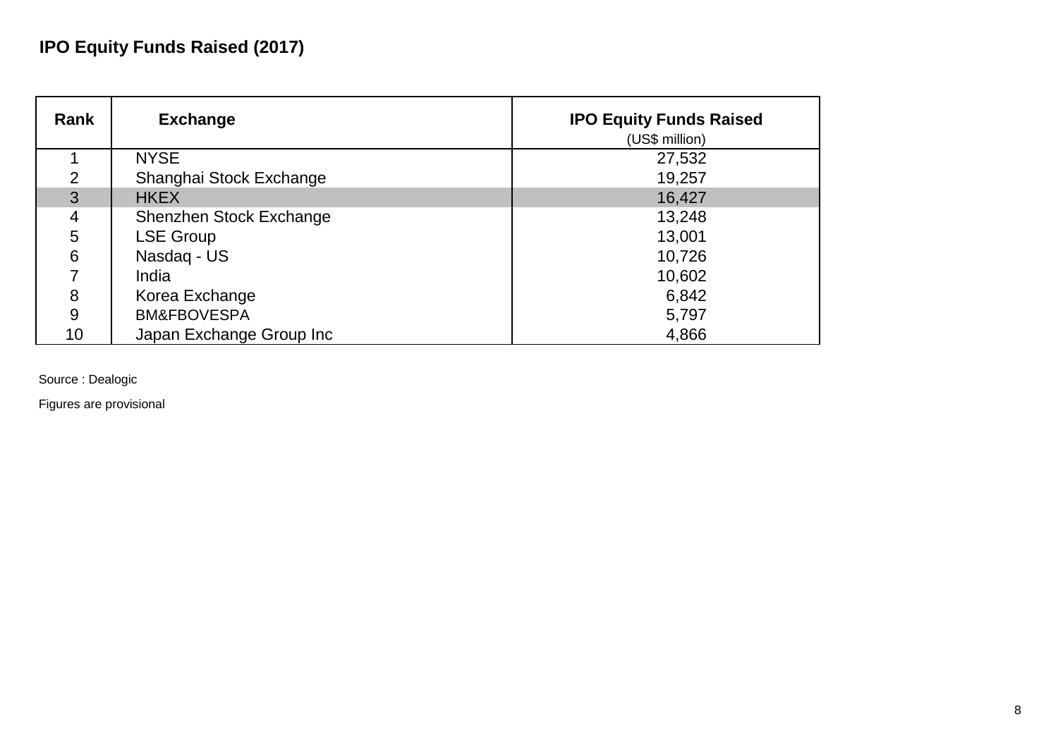## IPO Equity Funds Raised (2017)

| Rank | Exchange | IPO Equity Funds Raised (US$ million) |
|---|---|---|
| 1 | NYSE | 27,532 |
| 2 | Shanghai Stock Exchange | 19,257 |
| 3 | HKEX | 16,427 |
| 4 | Shenzhen Stock Exchange | 13,248 |
| 5 | LSE Group | 13,001 |
| 6 | Nasdaq - US | 10,726 |
| 7 | India | 10,602 |
| 8 | Korea Exchange | 6,842 |
| 9 | BM&FBOVESPA | 5,797 |
| 10 | Japan Exchange Group Inc | 4,866 |

Source : Dealogic

Figures are provisional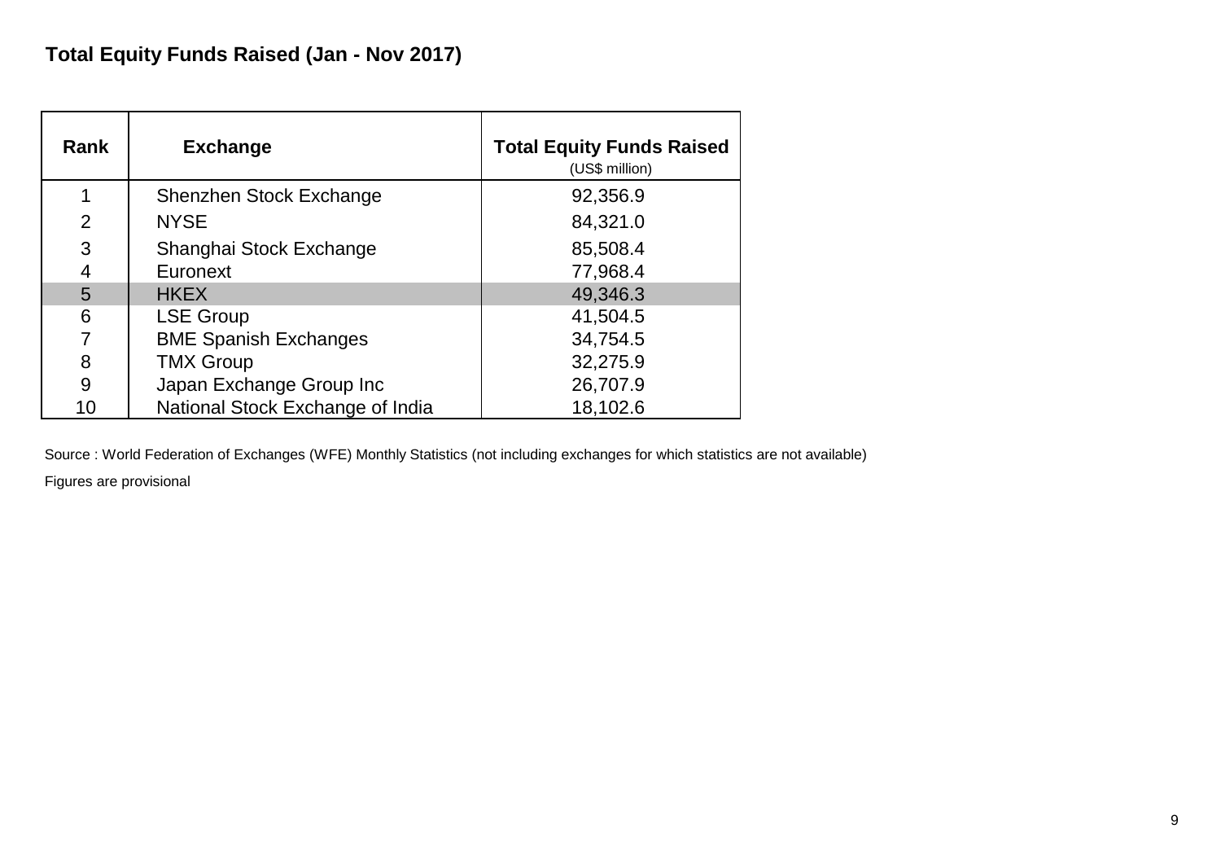## Total Equity Funds Raised (Jan - Nov 2017)

| Rank | Exchange | Total Equity Funds Raised (US$ million) |
|---|---|---|
| 1 | Shenzhen Stock Exchange | 92,356.9 |
| 2 | NYSE | 84,321.0 |
| 3 | Shanghai Stock Exchange | 85,508.4 |
| 4 | Euronext | 77,968.4 |
| 5 | HKEX | 49,346.3 |
| 6 | LSE Group | 41,504.5 |
| 7 | BME Spanish Exchanges | 34,754.5 |
| 8 | TMX Group | 32,275.9 |
| 9 | Japan Exchange Group Inc | 26,707.9 |
| 10 | National Stock Exchange of India | 18,102.6 |

Source : World Federation of Exchanges (WFE) Monthly Statistics (not including exchanges for which statistics are not available)

Figures are provisional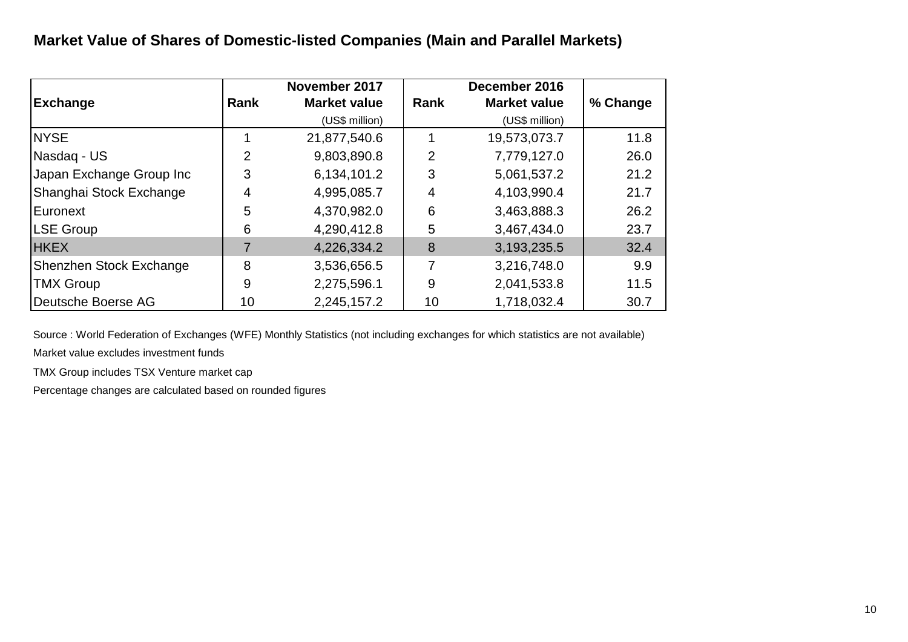## Market Value of Shares of Domestic-listed Companies (Main and Parallel Markets)

| Exchange | Rank | November 2017 Market value (US$ million) | Rank | December 2016 Market value (US$ million) | % Change |
|---|---|---|---|---|---|
| NYSE | 1 | 21,877,540.6 | 1 | 19,573,073.7 | 11.8 |
| Nasdaq - US | 2 | 9,803,890.8 | 2 | 7,779,127.0 | 26.0 |
| Japan Exchange Group Inc | 3 | 6,134,101.2 | 3 | 5,061,537.2 | 21.2 |
| Shanghai Stock Exchange | 4 | 4,995,085.7 | 4 | 4,103,990.4 | 21.7 |
| Euronext | 5 | 4,370,982.0 | 6 | 3,463,888.3 | 26.2 |
| LSE Group | 6 | 4,290,412.8 | 5 | 3,467,434.0 | 23.7 |
| HKEX | 7 | 4,226,334.2 | 8 | 3,193,235.5 | 32.4 |
| Shenzhen Stock Exchange | 8 | 3,536,656.5 | 7 | 3,216,748.0 | 9.9 |
| TMX Group | 9 | 2,275,596.1 | 9 | 2,041,533.8 | 11.5 |
| Deutsche Boerse AG | 10 | 2,245,157.2 | 10 | 1,718,032.4 | 30.7 |

Source : World Federation of Exchanges (WFE) Monthly Statistics (not including exchanges for which statistics are not available)

Market value excludes investment funds

TMX Group includes TSX Venture market cap

Percentage changes are calculated based on rounded figures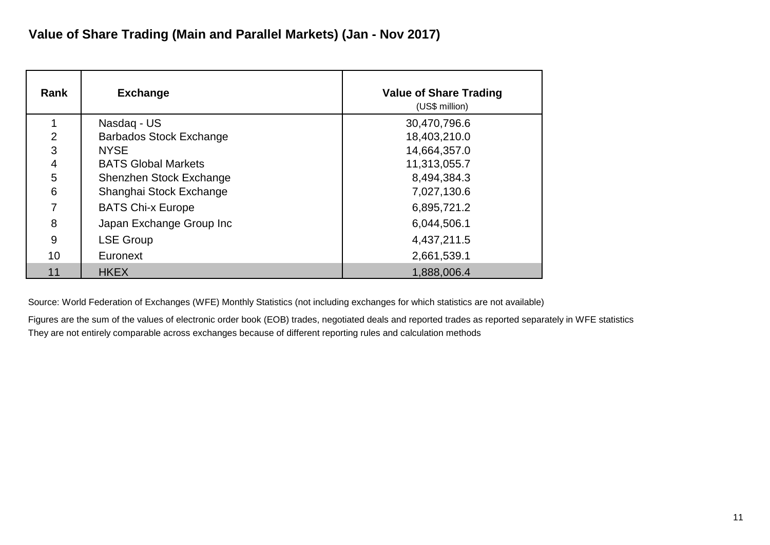## Value of Share Trading (Main and Parallel Markets) (Jan - Nov 2017)

| Rank | Exchange | Value of Share Trading (US$ million) |
|---|---|---|
| 1 | Nasdaq - US | 30,470,796.6 |
| 2 | Barbados Stock Exchange | 18,403,210.0 |
| 3 | NYSE | 14,664,357.0 |
| 4 | BATS Global Markets | 11,313,055.7 |
| 5 | Shenzhen Stock Exchange | 8,494,384.3 |
| 6 | Shanghai Stock Exchange | 7,027,130.6 |
| 7 | BATS Chi-x Europe | 6,895,721.2 |
| 8 | Japan Exchange Group Inc | 6,044,506.1 |
| 9 | LSE Group | 4,437,211.5 |
| 10 | Euronext | 2,661,539.1 |
| 11 | HKEX | 1,888,006.4 |

Source: World Federation of Exchanges (WFE) Monthly Statistics (not including exchanges for which statistics are not available)

Figures are the sum of the values of electronic order book (EOB) trades, negotiated deals and reported trades as reported separately in WFE statistics

They are not entirely comparable across exchanges because of different reporting rules and calculation methods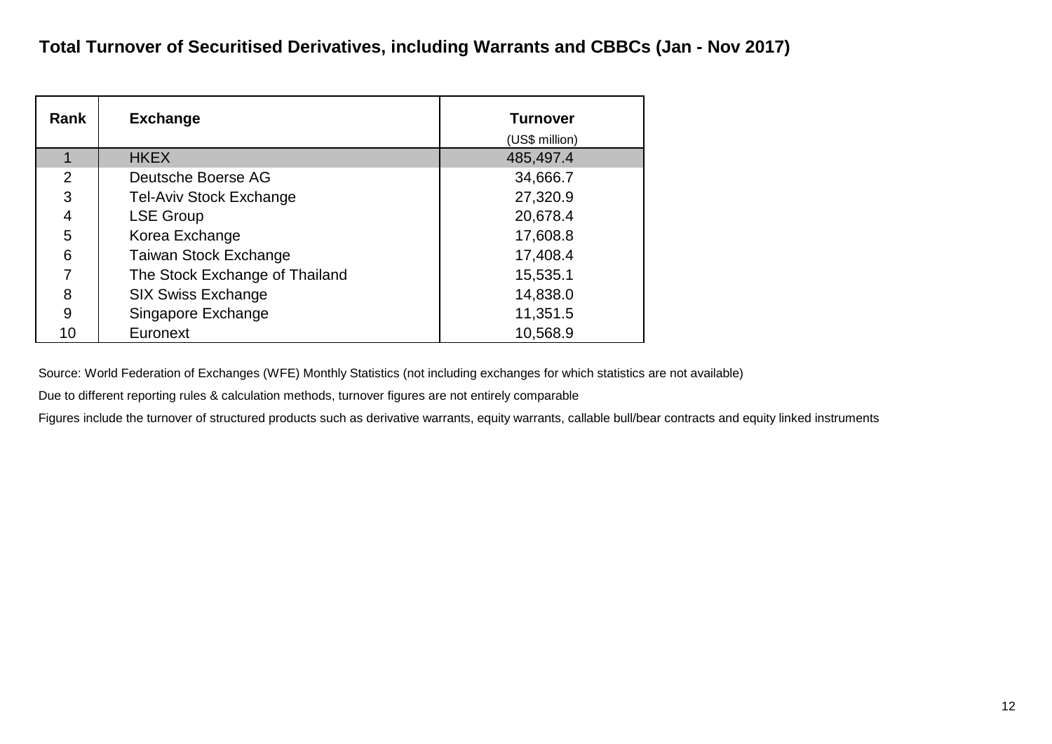## Total Turnover of Securitised Derivatives, including Warrants and CBBCs (Jan - Nov 2017)

| Rank | Exchange | Turnover (US$ million) |
|---|---|---|
| 1 | HKEX | 485,497.4 |
| 2 | Deutsche Boerse AG | 34,666.7 |
| 3 | Tel-Aviv Stock Exchange | 27,320.9 |
| 4 | LSE Group | 20,678.4 |
| 5 | Korea Exchange | 17,608.8 |
| 6 | Taiwan Stock Exchange | 17,408.4 |
| 7 | The Stock Exchange of Thailand | 15,535.1 |
| 8 | SIX Swiss Exchange | 14,838.0 |
| 9 | Singapore Exchange | 11,351.5 |
| 10 | Euronext | 10,568.9 |

Source: World Federation of Exchanges (WFE) Monthly Statistics (not including exchanges for which statistics are not available)

Due to different reporting rules & calculation methods, turnover figures are not entirely comparable

Figures include the turnover of structured products such as derivative warrants, equity warrants, callable bull/bear contracts and equity linked instruments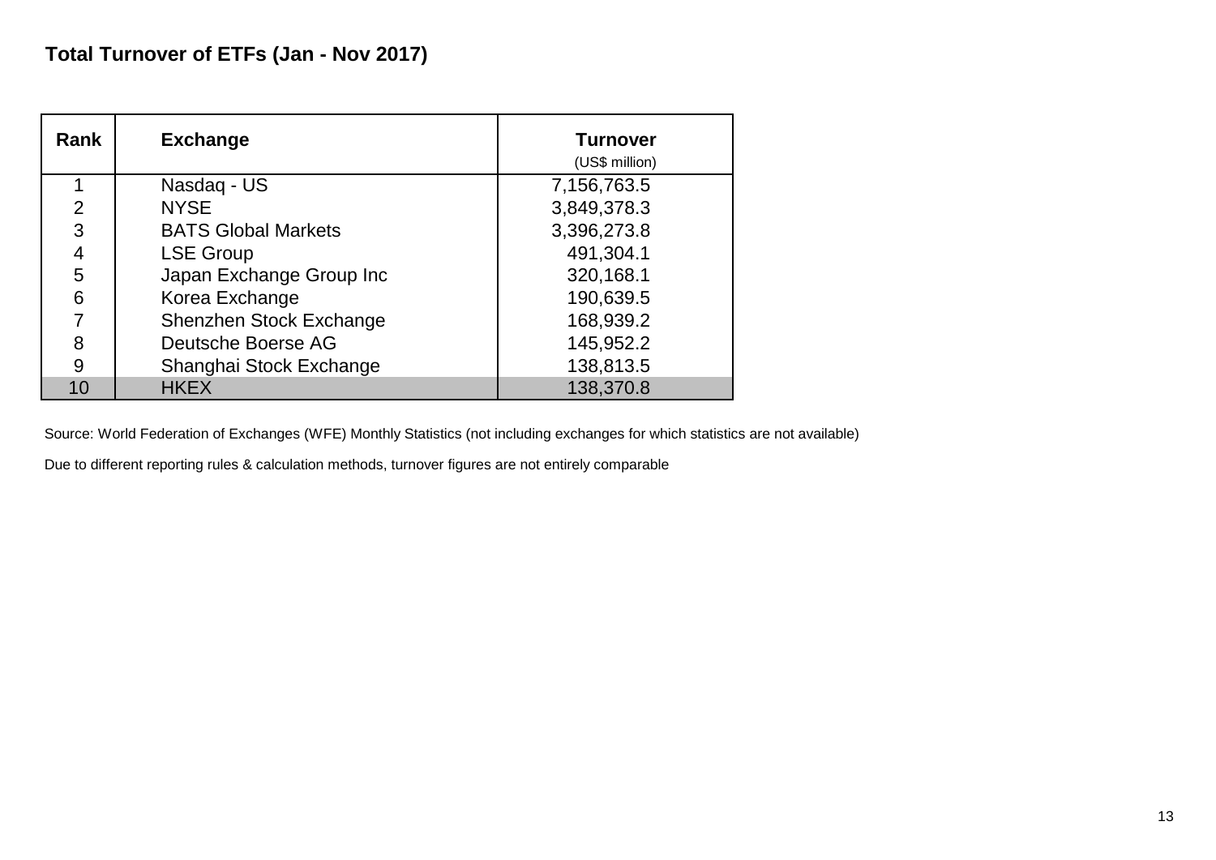## Total Turnover of ETFs (Jan - Nov 2017)

| Rank | Exchange | Turnover (US$ million) |
|---|---|---|
| 1 | Nasdaq - US | 7,156,763.5 |
| 2 | NYSE | 3,849,378.3 |
| 3 | BATS Global Markets | 3,396,273.8 |
| 4 | LSE Group | 491,304.1 |
| 5 | Japan Exchange Group Inc | 320,168.1 |
| 6 | Korea Exchange | 190,639.5 |
| 7 | Shenzhen Stock Exchange | 168,939.2 |
| 8 | Deutsche Boerse AG | 145,952.2 |
| 9 | Shanghai Stock Exchange | 138,813.5 |
| 10 | HKEX | 138,370.8 |

Source: World Federation of Exchanges (WFE) Monthly Statistics (not including exchanges for which statistics are not available)

Due to different reporting rules & calculation methods, turnover figures are not entirely comparable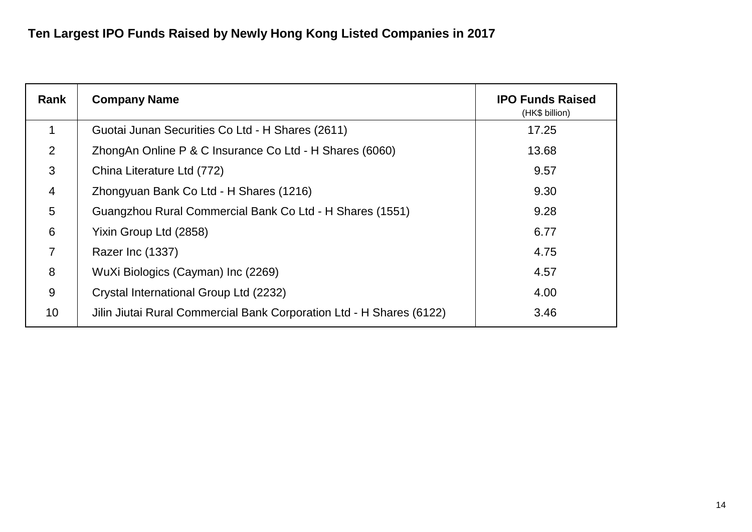# Ten Largest IPO Funds Raised by Newly Hong Kong Listed Companies in 2017

| Rank | Company Name | IPO Funds Raised (HK$ billion) |
|---|---|---|
| 1 | Guotai Junan Securities Co Ltd - H Shares (2611) | 17.25 |
| 2 | ZhongAn Online P & C Insurance Co Ltd - H Shares (6060) | 13.68 |
| 3 | China Literature Ltd (772) | 9.57 |
| 4 | Zhongyuan Bank Co Ltd - H Shares (1216) | 9.30 |
| 5 | Guangzhou Rural Commercial Bank Co Ltd - H Shares (1551) | 9.28 |
| 6 | Yixin Group Ltd (2858) | 6.77 |
| 7 | Razer Inc (1337) | 4.75 |
| 8 | WuXi Biologics (Cayman) Inc (2269) | 4.57 |
| 9 | Crystal International Group Ltd (2232) | 4.00 |
| 10 | Jilin Jiutai Rural Commercial Bank Corporation Ltd - H Shares (6122) | 3.46 |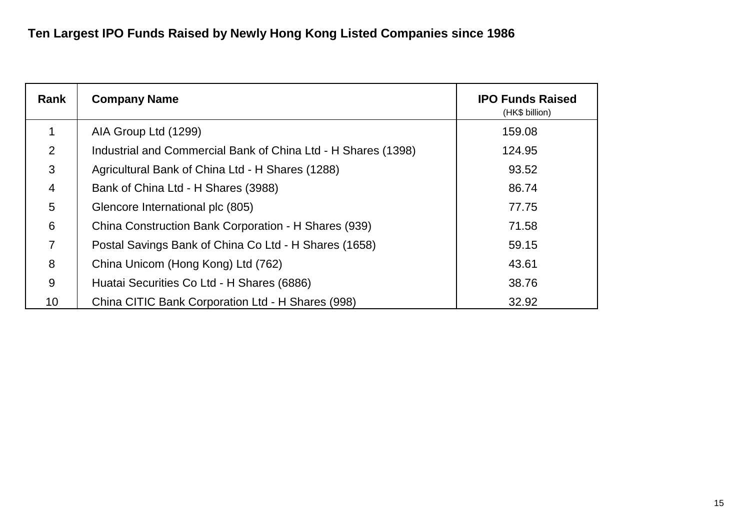## Ten Largest IPO Funds Raised by Newly Hong Kong Listed Companies since 1986

| Rank | Company Name | IPO Funds Raised (HK$ billion) |
|---|---|---|
| 1 | AIA Group Ltd (1299) | 159.08 |
| 2 | Industrial and Commercial Bank of China Ltd - H Shares (1398) | 124.95 |
| 3 | Agricultural Bank of China Ltd - H Shares (1288) | 93.52 |
| 4 | Bank of China Ltd - H Shares (3988) | 86.74 |
| 5 | Glencore International plc (805) | 77.75 |
| 6 | China Construction Bank Corporation - H Shares (939) | 71.58 |
| 7 | Postal Savings Bank of China Co Ltd - H Shares (1658) | 59.15 |
| 8 | China Unicom (Hong Kong) Ltd (762) | 43.61 |
| 9 | Huatai Securities Co Ltd - H Shares (6886) | 38.76 |
| 10 | China CITIC Bank Corporation Ltd - H Shares (998) | 32.92 |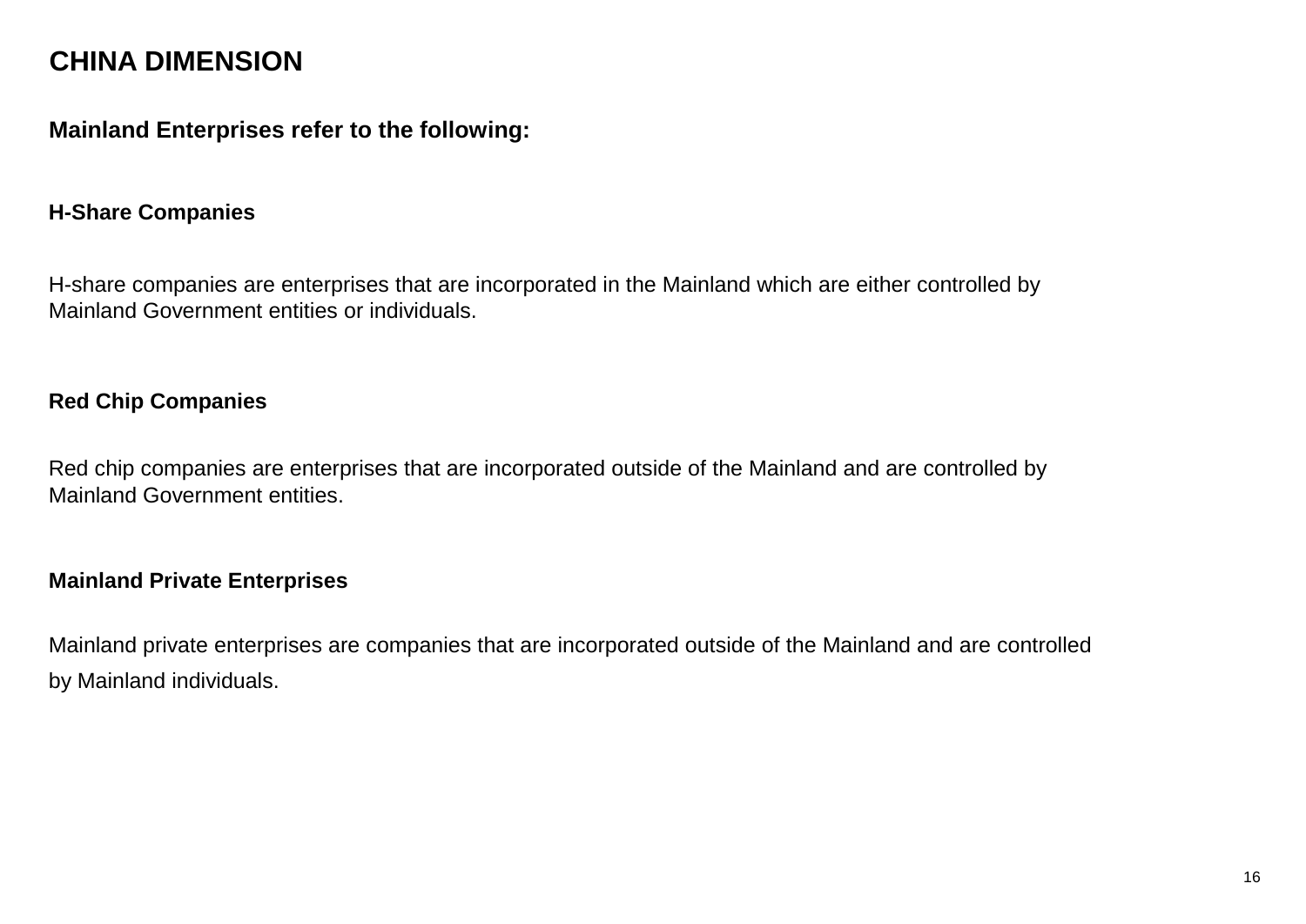# CHINA DIMENSION

## Mainland Enterprises refer to the following:

### H-Share Companies

H-share companies are enterprises that are incorporated in the Mainland which are either controlled by Mainland Government entities or individuals.

### Red Chip Companies

Red chip companies are enterprises that are incorporated outside of the Mainland and are controlled by Mainland Government entities.

### Mainland Private Enterprises

Mainland private enterprises are companies that are incorporated outside of the Mainland and are controlled by Mainland individuals.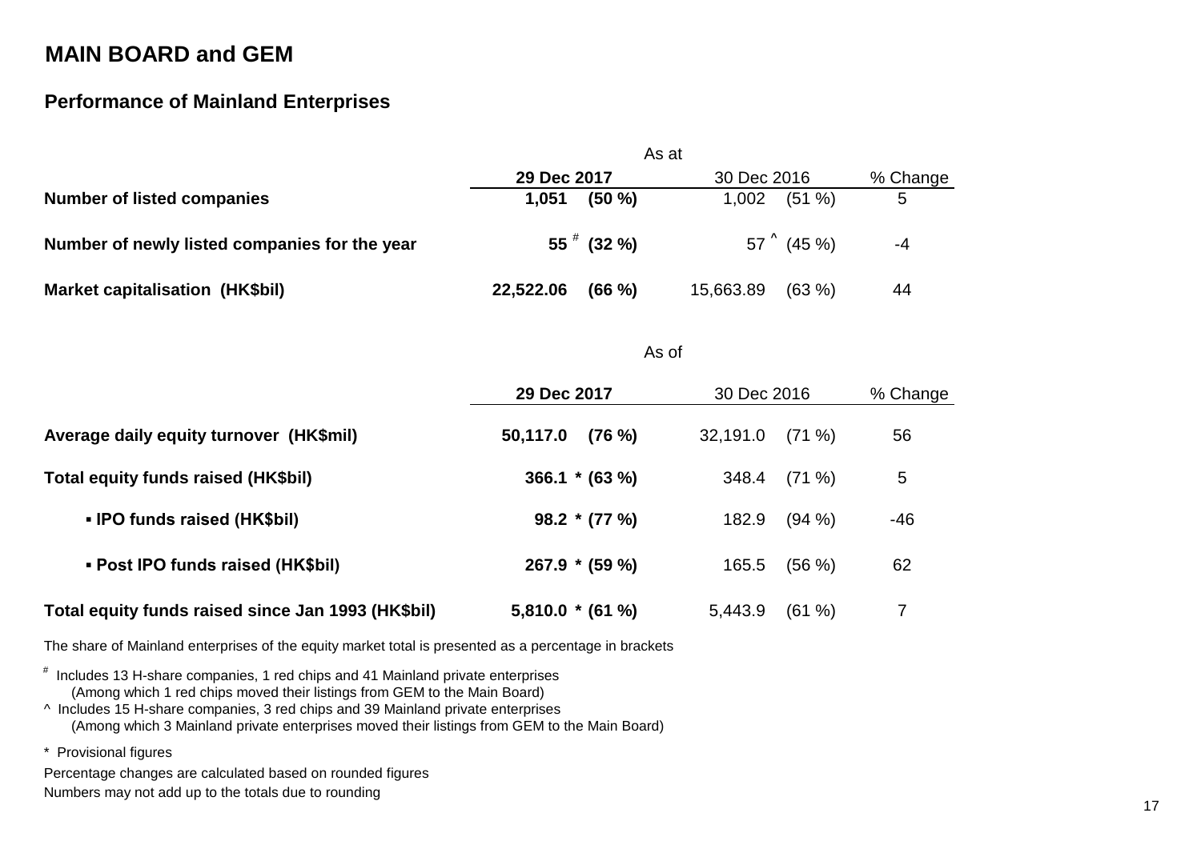## MAIN BOARD and GEM

### Performance of Mainland Enterprises

| | As at | | |
|---|---|---|---|
| | **29 Dec 2017** | 30 Dec 2016 | % Change |
| **Number of listed companies** | **1,051 (50 %)** | 1,002 (51 %) | 5 |
| **Number of newly listed companies for the year** | **55 # (32 %)** | 57 ^ (45 %) | -4 |
| **Market capitalisation (HK$bil)** | **22,522.06 (66 %)** | 15,663.89 (63 %) | 44 |

| | As of | | |
|---|---|---|---|
| | **29 Dec 2017** | 30 Dec 2016 | % Change |
| **Average daily equity turnover (HK$mil)** | **50,117.0 (76 %)** | 32,191.0 (71 %) | 56 |
| **Total equity funds raised (HK$bil)** | **366.1 * (63 %)** | 348.4 (71 %) | 5 |
| **▪ IPO funds raised (HK$bil)** | **98.2 * (77 %)** | 182.9 (94 %) | -46 |
| **▪ Post IPO funds raised (HK$bil)** | **267.9 * (59 %)** | 165.5 (56 %) | 62 |
| **Total equity funds raised since Jan 1993 (HK$bil)** | **5,810.0 * (61 %)** | 5,443.9 (61 %) | 7 |

The share of Mainland enterprises of the equity market total is presented as a percentage in brackets

# Includes 13 H-share companies, 1 red chips and 41 Mainland private enterprises
(Among which 1 red chips moved their listings from GEM to the Main Board)

^ Includes 15 H-share companies, 3 red chips and 39 Mainland private enterprises
(Among which 3 Mainland private enterprises moved their listings from GEM to the Main Board)

* Provisional figures

Percentage changes are calculated based on rounded figures

Numbers may not add up to the totals due to rounding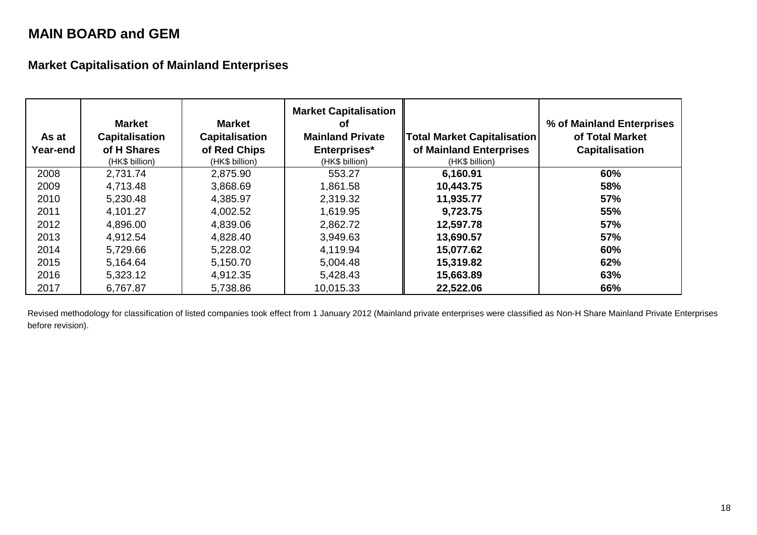# MAIN BOARD and GEM

## Market Capitalisation of Mainland Enterprises

| As at Year-end | Market Capitalisation of H Shares (HK$ billion) | Market Capitalisation of Red Chips (HK$ billion) | Market Capitalisation of Mainland Private Enterprises* (HK$ billion) | Total Market Capitalisation of Mainland Enterprises (HK$ billion) | % of Mainland Enterprises of Total Market Capitalisation |
|---|---|---|---|---|---|
| 2008 | 2,731.74 | 2,875.90 | 553.27 | **6,160.91** | **60%** |
| 2009 | 4,713.48 | 3,868.69 | 1,861.58 | **10,443.75** | **58%** |
| 2010 | 5,230.48 | 4,385.97 | 2,319.32 | **11,935.77** | **57%** |
| 2011 | 4,101.27 | 4,002.52 | 1,619.95 | **9,723.75** | **55%** |
| 2012 | 4,896.00 | 4,839.06 | 2,862.72 | **12,597.78** | **57%** |
| 2013 | 4,912.54 | 4,828.40 | 3,949.63 | **13,690.57** | **57%** |
| 2014 | 5,729.66 | 5,228.02 | 4,119.94 | **15,077.62** | **60%** |
| 2015 | 5,164.64 | 5,150.70 | 5,004.48 | **15,319.82** | **62%** |
| 2016 | 5,323.12 | 4,912.35 | 5,428.43 | **15,663.89** | **63%** |
| 2017 | 6,767.87 | 5,738.86 | 10,015.33 | **22,522.06** | **66%** |

Revised methodology for classification of listed companies took effect from 1 January 2012 (Mainland private enterprises were classified as Non-H Share Mainland Private Enterprises before revision).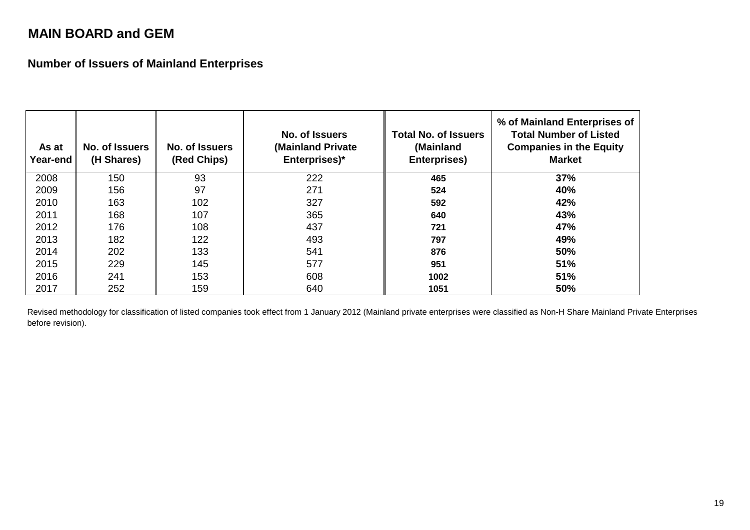# MAIN BOARD and GEM

## Number of Issuers of Mainland Enterprises

| As at Year-end | No. of Issuers (H Shares) | No. of Issuers (Red Chips) | No. of Issuers (Mainland Private Enterprises)* | Total No. of Issuers (Mainland Enterprises) | % of Mainland Enterprises of Total Number of Listed Companies in the Equity Market |
|---|---|---|---|---|---|
| 2008 | 150 | 93 | 222 | **465** | **37%** |
| 2009 | 156 | 97 | 271 | **524** | **40%** |
| 2010 | 163 | 102 | 327 | **592** | **42%** |
| 2011 | 168 | 107 | 365 | **640** | **43%** |
| 2012 | 176 | 108 | 437 | **721** | **47%** |
| 2013 | 182 | 122 | 493 | **797** | **49%** |
| 2014 | 202 | 133 | 541 | **876** | **50%** |
| 2015 | 229 | 145 | 577 | **951** | **51%** |
| 2016 | 241 | 153 | 608 | **1002** | **51%** |
| 2017 | 252 | 159 | 640 | **1051** | **50%** |

Revised methodology for classification of listed companies took effect from 1 January 2012 (Mainland private enterprises were classified as Non-H Share Mainland Private Enterprises before revision).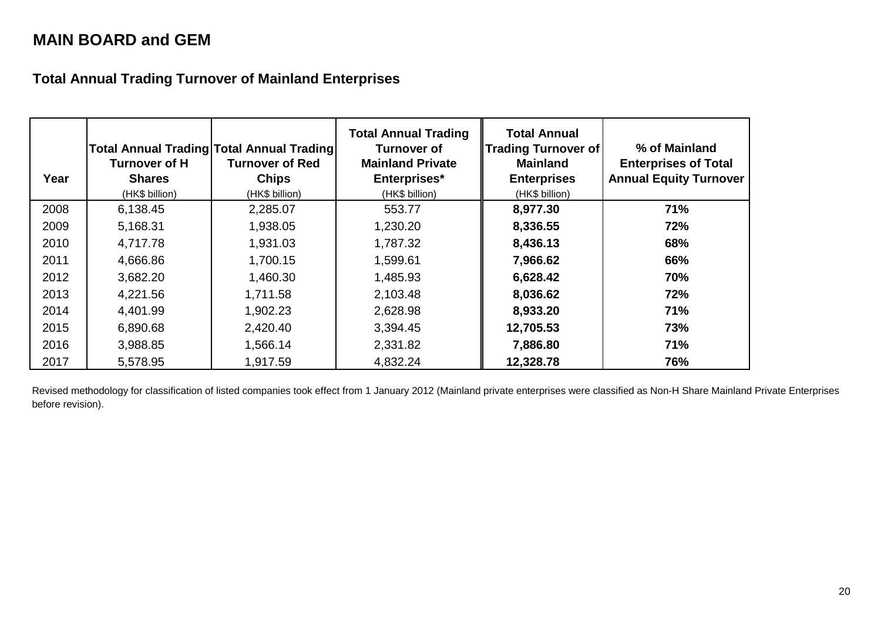## MAIN BOARD and GEM

### Total Annual Trading Turnover of Mainland Enterprises

| Year | Total Annual Trading Turnover of H Shares (HK$ billion) | Total Annual Trading Turnover of Red Chips (HK$ billion) | Total Annual Trading Turnover of Mainland Private Enterprises* (HK$ billion) | Total Annual Trading Turnover of Mainland Enterprises (HK$ billion) | % of Mainland Enterprises of Total Annual Equity Turnover |
|---|---|---|---|---|---|
| 2008 | 6,138.45 | 2,285.07 | 553.77 | **8,977.30** | **71%** |
| 2009 | 5,168.31 | 1,938.05 | 1,230.20 | **8,336.55** | **72%** |
| 2010 | 4,717.78 | 1,931.03 | 1,787.32 | **8,436.13** | **68%** |
| 2011 | 4,666.86 | 1,700.15 | 1,599.61 | **7,966.62** | **66%** |
| 2012 | 3,682.20 | 1,460.30 | 1,485.93 | **6,628.42** | **70%** |
| 2013 | 4,221.56 | 1,711.58 | 2,103.48 | **8,036.62** | **72%** |
| 2014 | 4,401.99 | 1,902.23 | 2,628.98 | **8,933.20** | **71%** |
| 2015 | 6,890.68 | 2,420.40 | 3,394.45 | **12,705.53** | **73%** |
| 2016 | 3,988.85 | 1,566.14 | 2,331.82 | **7,886.80** | **71%** |
| 2017 | 5,578.95 | 1,917.59 | 4,832.24 | **12,328.78** | **76%** |

Revised methodology for classification of listed companies took effect from 1 January 2012 (Mainland private enterprises were classified as Non-H Share Mainland Private Enterprises before revision).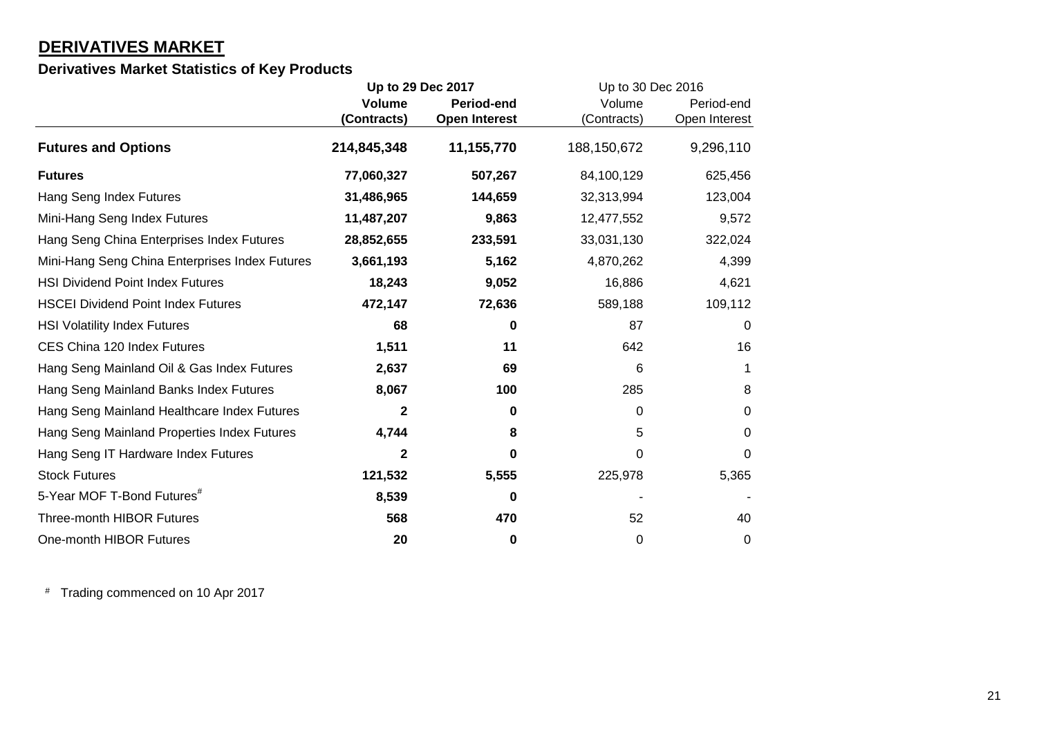## DERIVATIVES MARKET

### Derivatives Market Statistics of Key Products

| | Up to 29 Dec 2017 | | Up to 30 Dec 2016 | |
|---|---|---|---|---|
| | **Volume (Contracts)** | **Period-end Open Interest** | Volume (Contracts) | Period-end Open Interest |
| **Futures and Options** | **214,845,348** | **11,155,770** | 188,150,672 | 9,296,110 |
| **Futures** | **77,060,327** | **507,267** | 84,100,129 | 625,456 |
| Hang Seng Index Futures | **31,486,965** | **144,659** | 32,313,994 | 123,004 |
| Mini-Hang Seng Index Futures | **11,487,207** | **9,863** | 12,477,552 | 9,572 |
| Hang Seng China Enterprises Index Futures | **28,852,655** | **233,591** | 33,031,130 | 322,024 |
| Mini-Hang Seng China Enterprises Index Futures | **3,661,193** | **5,162** | 4,870,262 | 4,399 |
| HSI Dividend Point Index Futures | **18,243** | **9,052** | 16,886 | 4,621 |
| HSCEI Dividend Point Index Futures | **472,147** | **72,636** | 589,188 | 109,112 |
| HSI Volatility Index Futures | **68** | **0** | 87 | 0 |
| CES China 120 Index Futures | **1,511** | **11** | 642 | 16 |
| Hang Seng Mainland Oil & Gas Index Futures | **2,637** | **69** | 6 | 1 |
| Hang Seng Mainland Banks Index Futures | **8,067** | **100** | 285 | 8 |
| Hang Seng Mainland Healthcare Index Futures | **2** | **0** | 0 | 0 |
| Hang Seng Mainland Properties Index Futures | **4,744** | **8** | 5 | 0 |
| Hang Seng IT Hardware Index Futures | **2** | **0** | 0 | 0 |
| Stock Futures | **121,532** | **5,555** | 225,978 | 5,365 |
| 5-Year MOF T-Bond Futures# | **8,539** | **0** | - | - |
| Three-month HIBOR Futures | **568** | **470** | 52 | 40 |
| One-month HIBOR Futures | **20** | **0** | 0 | 0 |

# Trading commenced on 10 Apr 2017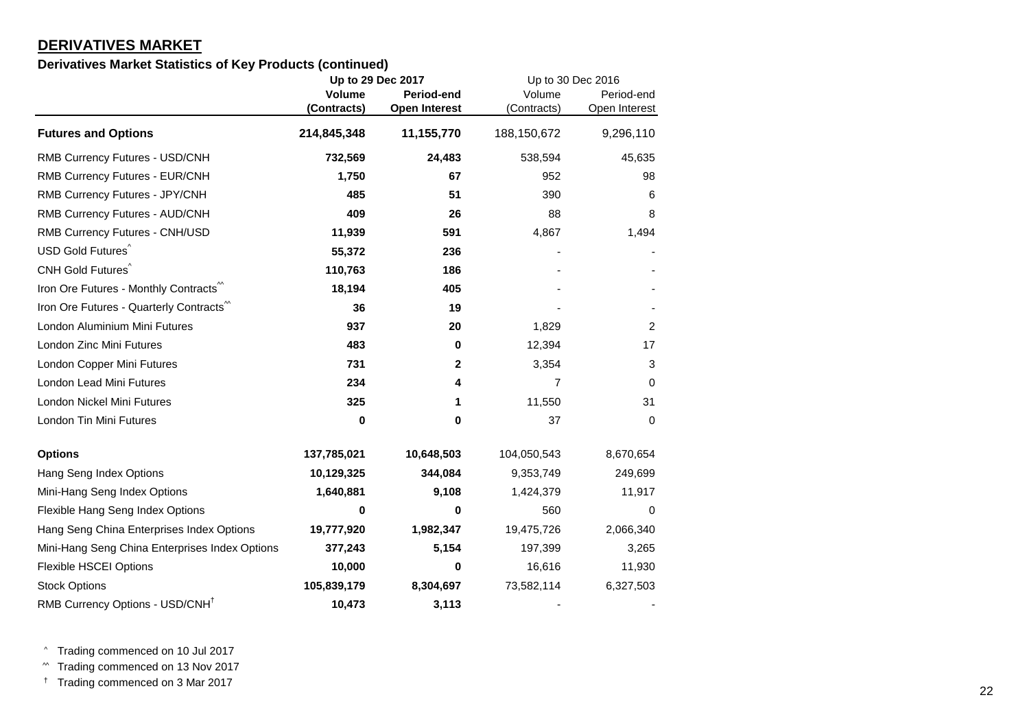## DERIVATIVES MARKET

### Derivatives Market Statistics of Key Products (continued)

| | Up to 29 Dec 2017 | | Up to 30 Dec 2016 | |
|---|---|---|---|---|
| | **Volume (Contracts)** | **Period-end Open Interest** | Volume (Contracts) | Period-end Open Interest |
| **Futures and Options** | **214,845,348** | **11,155,770** | 188,150,672 | 9,296,110 |
| RMB Currency Futures - USD/CNH | **732,569** | **24,483** | 538,594 | 45,635 |
| RMB Currency Futures - EUR/CNH | **1,750** | **67** | 952 | 98 |
| RMB Currency Futures - JPY/CNH | **485** | **51** | 390 | 6 |
| RMB Currency Futures - AUD/CNH | **409** | **26** | 88 | 8 |
| RMB Currency Futures - CNH/USD | **11,939** | **591** | 4,867 | 1,494 |
| USD Gold Futures^ | **55,372** | **236** | - | - |
| CNH Gold Futures^ | **110,763** | **186** | - | - |
| Iron Ore Futures - Monthly Contracts^^ | **18,194** | **405** | - | - |
| Iron Ore Futures - Quarterly Contracts^^ | **36** | **19** | - | - |
| London Aluminium Mini Futures | **937** | **20** | 1,829 | 2 |
| London Zinc Mini Futures | **483** | **0** | 12,394 | 17 |
| London Copper Mini Futures | **731** | **2** | 3,354 | 3 |
| London Lead Mini Futures | **234** | **4** | 7 | 0 |
| London Nickel Mini Futures | **325** | **1** | 11,550 | 31 |
| London Tin Mini Futures | **0** | **0** | 37 | 0 |
| **Options** | **137,785,021** | **10,648,503** | 104,050,543 | 8,670,654 |
| Hang Seng Index Options | **10,129,325** | **344,084** | 9,353,749 | 249,699 |
| Mini-Hang Seng Index Options | **1,640,881** | **9,108** | 1,424,379 | 11,917 |
| Flexible Hang Seng Index Options | **0** | **0** | 560 | 0 |
| Hang Seng China Enterprises Index Options | **19,777,920** | **1,982,347** | 19,475,726 | 2,066,340 |
| Mini-Hang Seng China Enterprises Index Options | **377,243** | **5,154** | 197,399 | 3,265 |
| Flexible HSCEI Options | **10,000** | **0** | 16,616 | 11,930 |
| Stock Options | **105,839,179** | **8,304,697** | 73,582,114 | 6,327,503 |
| RMB Currency Options - USD/CNH† | **10,473** | **3,113** | - | - |

^ Trading commenced on 10 Jul 2017

^^ Trading commenced on 13 Nov 2017

† Trading commenced on 3 Mar 2017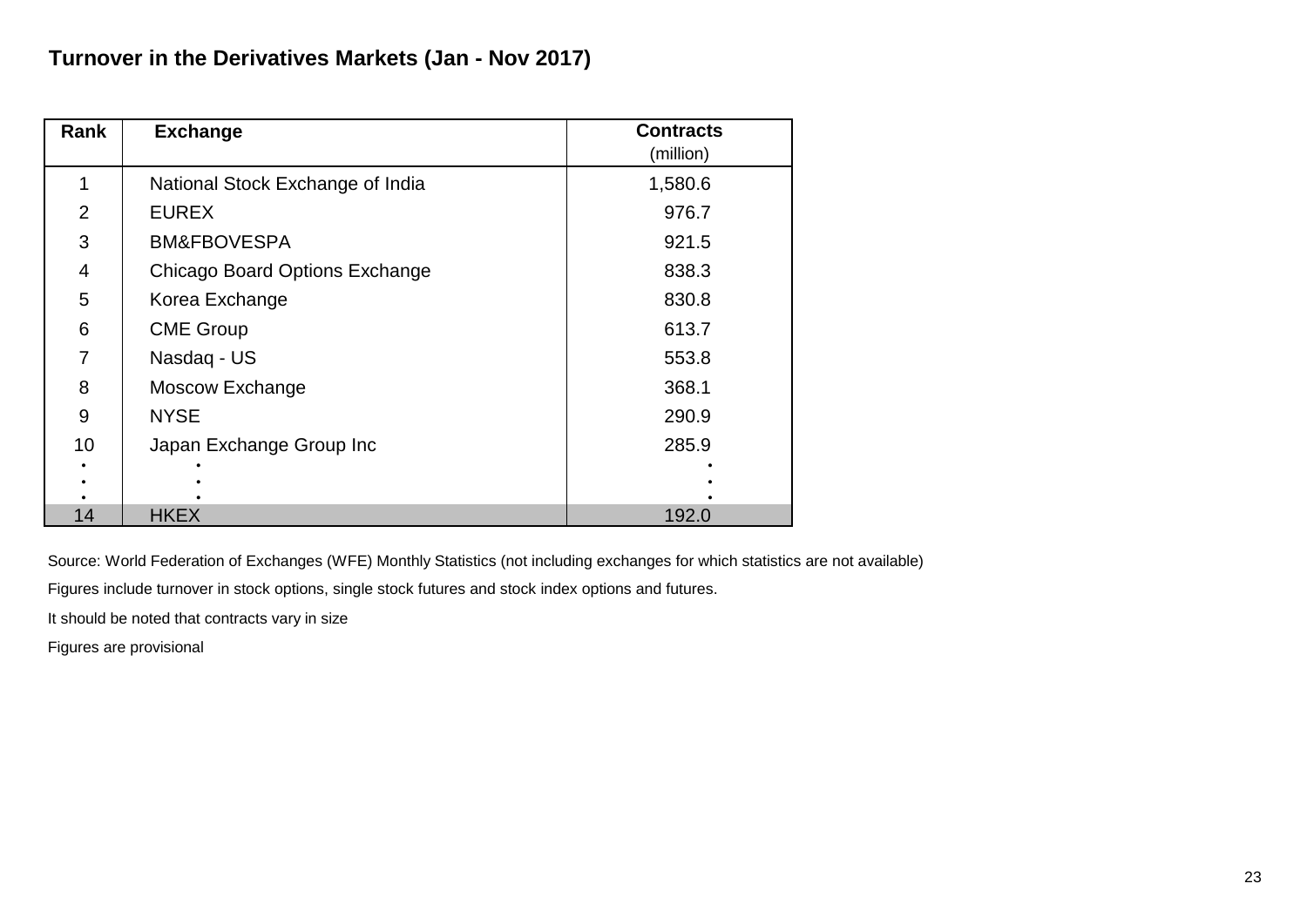# Turnover in the Derivatives Markets (Jan - Nov 2017)

| Rank | Exchange | Contracts (million) |
|---|---|---|
| 1 | National Stock Exchange of India | 1,580.6 |
| 2 | EUREX | 976.7 |
| 3 | BM&FBOVESPA | 921.5 |
| 4 | Chicago Board Options Exchange | 838.3 |
| 5 | Korea Exchange | 830.8 |
| 6 | CME Group | 613.7 |
| 7 | Nasdaq - US | 553.8 |
| 8 | Moscow Exchange | 368.1 |
| 9 | NYSE | 290.9 |
| 10 | Japan Exchange Group Inc | 285.9 |
| ⋮ | ⋮ | ⋮ |
| 14 | HKEX | 192.0 |

Source: World Federation of Exchanges (WFE) Monthly Statistics (not including exchanges for which statistics are not available)

Figures include turnover in stock options, single stock futures and stock index options and futures.

It should be noted that contracts vary in size

Figures are provisional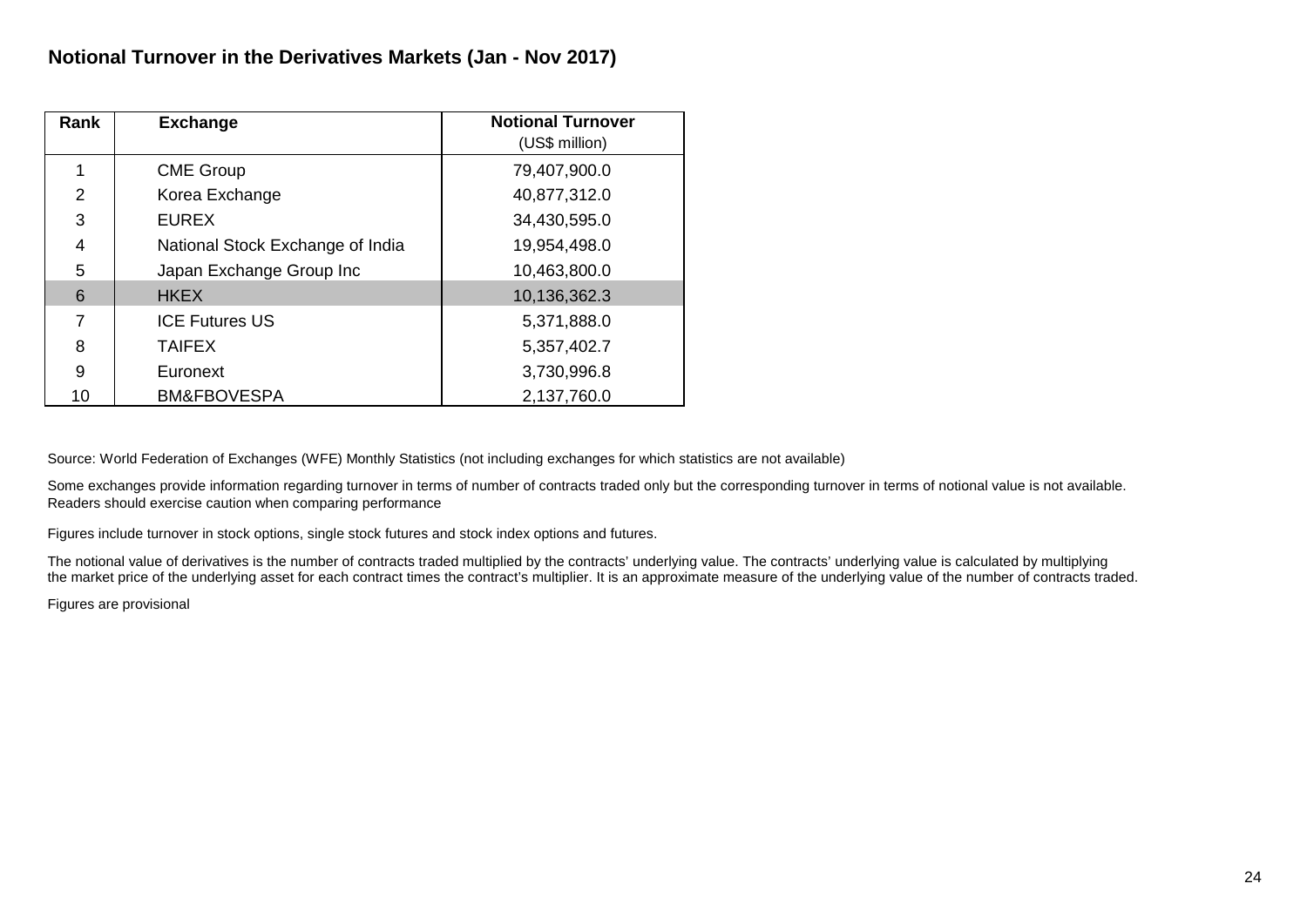## Notional Turnover in the Derivatives Markets (Jan - Nov 2017)

| Rank | Exchange | Notional Turnover (US$ million) |
|---|---|---|
| 1 | CME Group | 79,407,900.0 |
| 2 | Korea Exchange | 40,877,312.0 |
| 3 | EUREX | 34,430,595.0 |
| 4 | National Stock Exchange of India | 19,954,498.0 |
| 5 | Japan Exchange Group Inc | 10,463,800.0 |
| 6 | HKEX | 10,136,362.3 |
| 7 | ICE Futures US | 5,371,888.0 |
| 8 | TAIFEX | 5,357,402.7 |
| 9 | Euronext | 3,730,996.8 |
| 10 | BM&FBOVESPA | 2,137,760.0 |

Source: World Federation of Exchanges (WFE) Monthly Statistics (not including exchanges for which statistics are not available)

Some exchanges provide information regarding turnover in terms of number of contracts traded only but the corresponding turnover in terms of notional value is not available. Readers should exercise caution when comparing performance

Figures include turnover in stock options, single stock futures and stock index options and futures.

The notional value of derivatives is the number of contracts traded multiplied by the contracts' underlying value. The contracts' underlying value is calculated by multiplying the market price of the underlying asset for each contract times the contract's multiplier. It is an approximate measure of the underlying value of the number of contracts traded.

Figures are provisional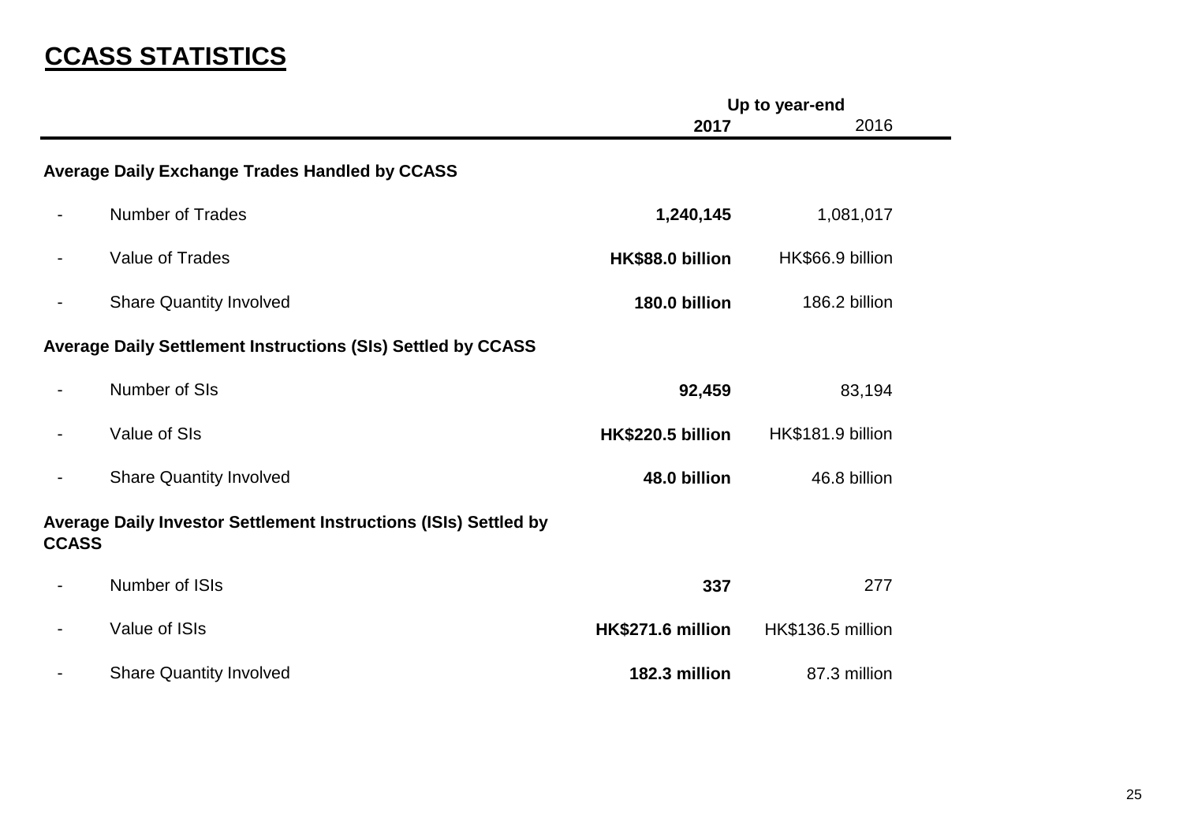# CCASS STATISTICS

| | Up to year-end | |
|---|---|---|
| | **2017** | 2016 |
| **Average Daily Exchange Trades Handled by CCASS** | | |
| - Number of Trades | **1,240,145** | 1,081,017 |
| - Value of Trades | **HK$88.0 billion** | HK$66.9 billion |
| - Share Quantity Involved | **180.0 billion** | 186.2 billion |
| **Average Daily Settlement Instructions (SIs) Settled by CCASS** | | |
| - Number of SIs | **92,459** | 83,194 |
| - Value of SIs | **HK$220.5 billion** | HK$181.9 billion |
| - Share Quantity Involved | **48.0 billion** | 46.8 billion |
| **Average Daily Investor Settlement Instructions (ISIs) Settled by CCASS** | | |
| - Number of ISIs | **337** | 277 |
| - Value of ISIs | **HK$271.6 million** | HK$136.5 million |
| - Share Quantity Involved | **182.3 million** | 87.3 million |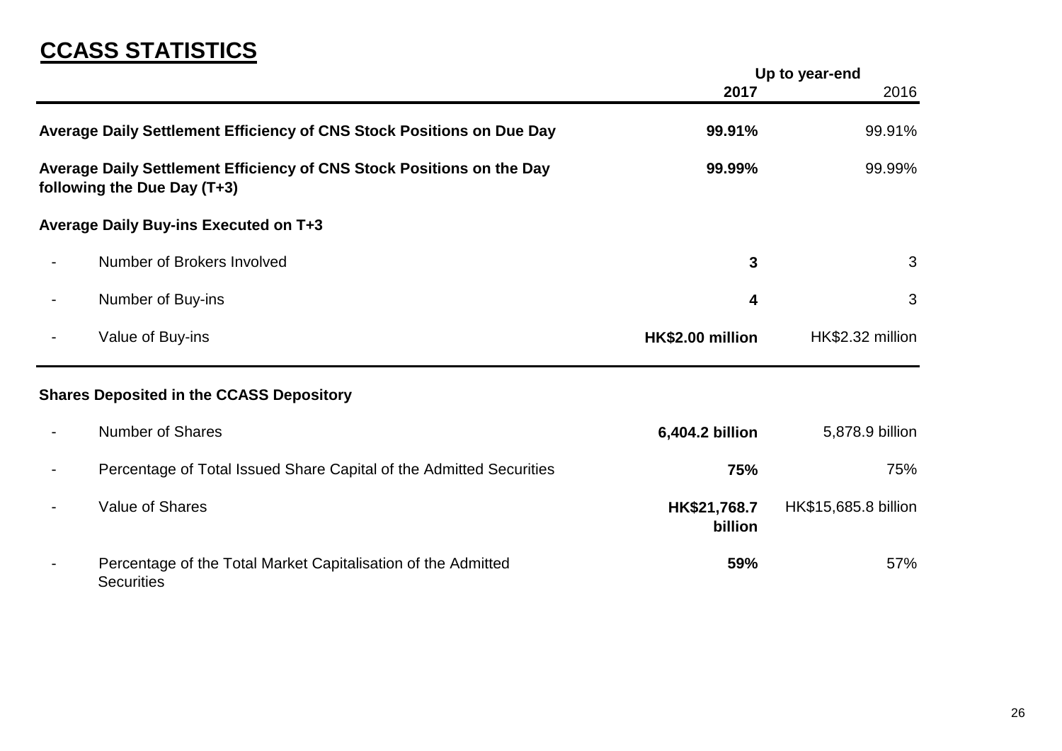# CCASS STATISTICS

| | Up to year-end | |
|---|---|---|
| | **2017** | 2016 |
| **Average Daily Settlement Efficiency of CNS Stock Positions on Due Day** | **99.91%** | 99.91% |
| **Average Daily Settlement Efficiency of CNS Stock Positions on the Day following the Due Day (T+3)** | **99.99%** | 99.99% |
| **Average Daily Buy-ins Executed on T+3** | | |
| - Number of Brokers Involved | **3** | 3 |
| - Number of Buy-ins | **4** | 3 |
| - Value of Buy-ins | **HK$2.00 million** | HK$2.32 million |
| **Shares Deposited in the CCASS Depository** | | |
| - Number of Shares | **6,404.2 billion** | 5,878.9 billion |
| - Percentage of Total Issued Share Capital of the Admitted Securities | **75%** | 75% |
| - Value of Shares | **HK$21,768.7 billion** | HK$15,685.8 billion |
| - Percentage of the Total Market Capitalisation of the Admitted Securities | **59%** | 57% |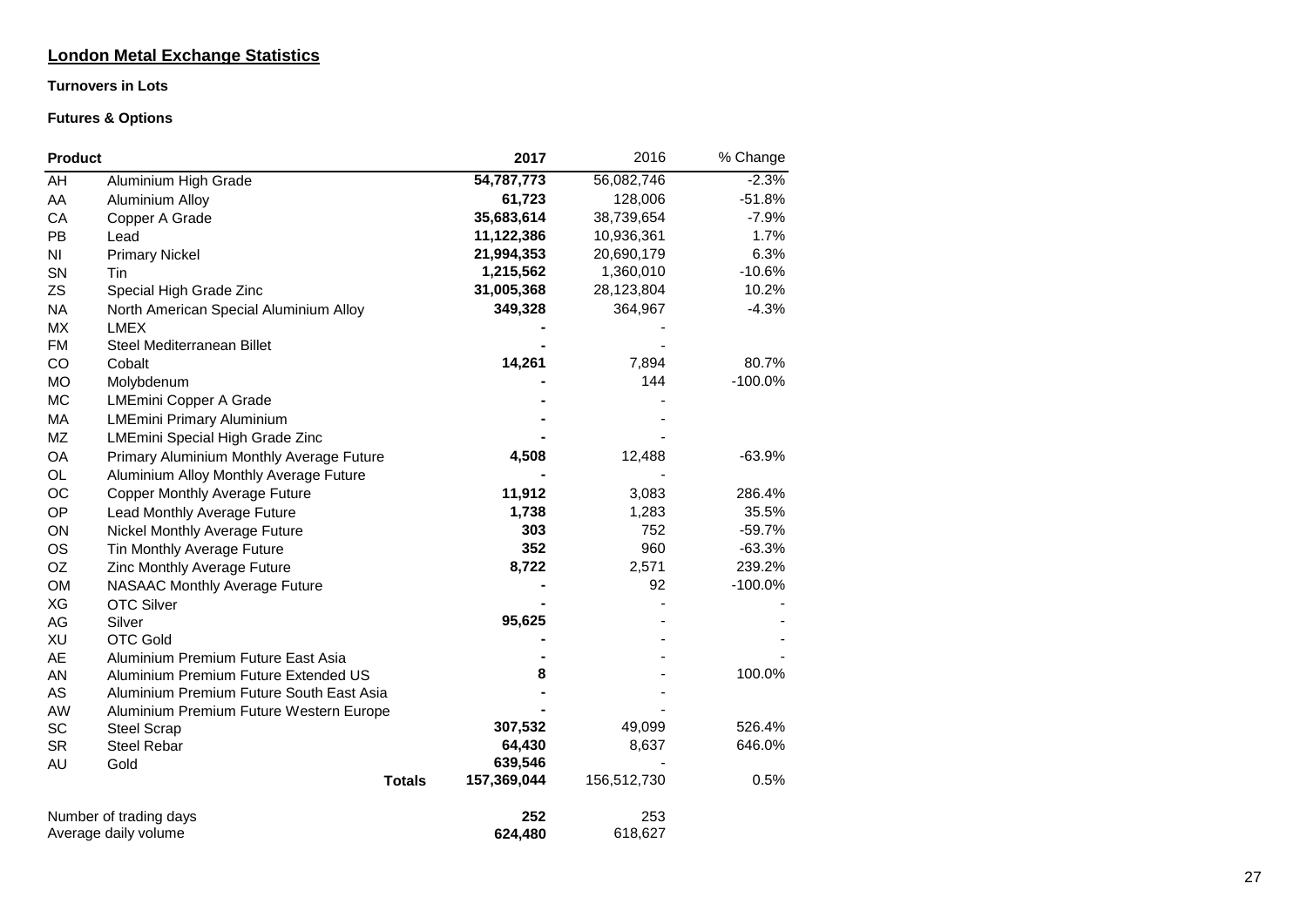## London Metal Exchange Statistics

### Turnovers in Lots

### Futures & Options

| Product | | 2017 | 2016 | % Change |
|---|---|---|---|---|
| AH | Aluminium High Grade | **54,787,773** | 56,082,746 | -2.3% |
| AA | Aluminium Alloy | **61,723** | 128,006 | -51.8% |
| CA | Copper A Grade | **35,683,614** | 38,739,654 | -7.9% |
| PB | Lead | **11,122,386** | 10,936,361 | 1.7% |
| NI | Primary Nickel | **21,994,353** | 20,690,179 | 6.3% |
| SN | Tin | **1,215,562** | 1,360,010 | -10.6% |
| ZS | Special High Grade Zinc | **31,005,368** | 28,123,804 | 10.2% |
| NA | North American Special Aluminium Alloy | **349,328** | 364,967 | -4.3% |
| MX | LMEX | **-** | - | |
| FM | Steel Mediterranean Billet | **-** | - | |
| CO | Cobalt | **14,261** | 7,894 | 80.7% |
| MO | Molybdenum | **-** | 144 | -100.0% |
| MC | LMEmini Copper A Grade | **-** | - | |
| MA | LMEmini Primary Aluminium | **-** | - | |
| MZ | LMEmini Special High Grade Zinc | **-** | - | |
| OA | Primary Aluminium Monthly Average Future | **4,508** | 12,488 | -63.9% |
| OL | Aluminium Alloy Monthly Average Future | **-** | - | |
| OC | Copper Monthly Average Future | **11,912** | 3,083 | 286.4% |
| OP | Lead Monthly Average Future | **1,738** | 1,283 | 35.5% |
| ON | Nickel Monthly Average Future | **303** | 752 | -59.7% |
| OS | Tin Monthly Average Future | **352** | 960 | -63.3% |
| OZ | Zinc Monthly Average Future | **8,722** | 2,571 | 239.2% |
| OM | NASAAC Monthly Average Future | **-** | 92 | -100.0% |
| XG | OTC Silver | **-** | - | - |
| AG | Silver | **95,625** | - | - |
| XU | OTC Gold | **-** | - | - |
| AE | Aluminium Premium Future East Asia | **-** | - | - |
| AN | Aluminium Premium Future Extended US | **8** | - | 100.0% |
| AS | Aluminium Premium Future South East Asia | **-** | - | |
| AW | Aluminium Premium Future Western Europe | **-** | - | |
| SC | Steel Scrap | **307,532** | 49,099 | 526.4% |
| SR | Steel Rebar | **64,430** | 8,637 | 646.0% |
| AU | Gold | **639,546** | - | |
| | **Totals** | **157,369,044** | 156,512,730 | 0.5% |
| | | | | |
| Number of trading days | | **252** | 253 | |
| Average daily volume | | **624,480** | 618,627 | |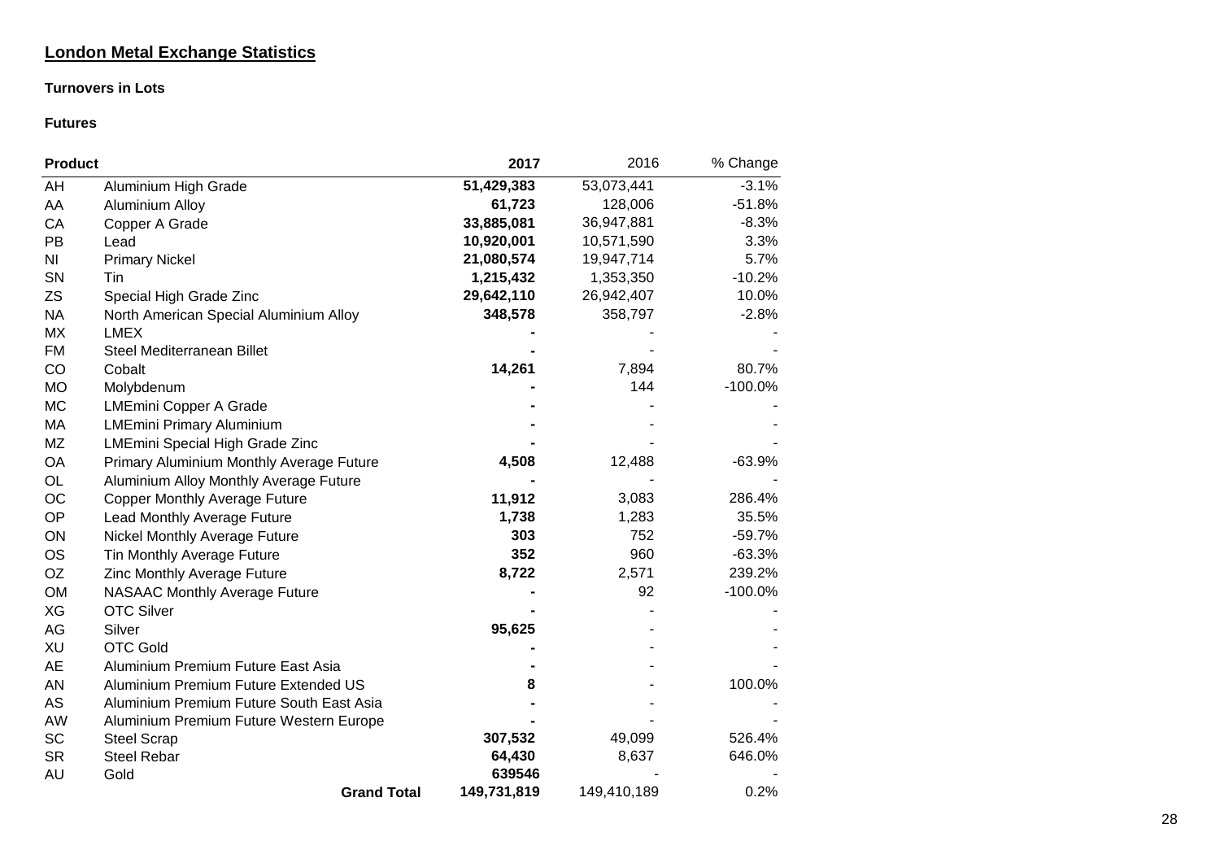# London Metal Exchange Statistics

### Turnovers in Lots

### Futures

| Product | | 2017 | 2016 | % Change |
|---|---|---|---|---|
| AH | Aluminium High Grade | **51,429,383** | 53,073,441 | -3.1% |
| AA | Aluminium Alloy | **61,723** | 128,006 | -51.8% |
| CA | Copper A Grade | **33,885,081** | 36,947,881 | -8.3% |
| PB | Lead | **10,920,001** | 10,571,590 | 3.3% |
| NI | Primary Nickel | **21,080,574** | 19,947,714 | 5.7% |
| SN | Tin | **1,215,432** | 1,353,350 | -10.2% |
| ZS | Special High Grade Zinc | **29,642,110** | 26,942,407 | 10.0% |
| NA | North American Special Aluminium Alloy | **348,578** | 358,797 | -2.8% |
| MX | LMEX | **-** | - | - |
| FM | Steel Mediterranean Billet | **-** | - | - |
| CO | Cobalt | **14,261** | 7,894 | 80.7% |
| MO | Molybdenum | **-** | 144 | -100.0% |
| MC | LMEmini Copper A Grade | **-** | - | - |
| MA | LMEmini Primary Aluminium | **-** | - | - |
| MZ | LMEmini Special High Grade Zinc | **-** | - | - |
| OA | Primary Aluminium Monthly Average Future | **4,508** | 12,488 | -63.9% |
| OL | Aluminium Alloy Monthly Average Future | **-** | - | - |
| OC | Copper Monthly Average Future | **11,912** | 3,083 | 286.4% |
| OP | Lead Monthly Average Future | **1,738** | 1,283 | 35.5% |
| ON | Nickel Monthly Average Future | **303** | 752 | -59.7% |
| OS | Tin Monthly Average Future | **352** | 960 | -63.3% |
| OZ | Zinc Monthly Average Future | **8,722** | 2,571 | 239.2% |
| OM | NASAAC Monthly Average Future | **-** | 92 | -100.0% |
| XG | OTC Silver | **-** | - | - |
| AG | Silver | **95,625** | - | - |
| XU | OTC Gold | **-** | - | - |
| AE | Aluminium Premium Future East Asia | **-** | - | - |
| AN | Aluminium Premium Future Extended US | **8** | - | 100.0% |
| AS | Aluminium Premium Future South East Asia | **-** | - | - |
| AW | Aluminium Premium Future Western Europe | **-** | - | - |
| SC | Steel Scrap | **307,532** | 49,099 | 526.4% |
| SR | Steel Rebar | **64,430** | 8,637 | 646.0% |
| AU | Gold | **639546** | - | - |
| | **Grand Total** | **149,731,819** | 149,410,189 | 0.2% |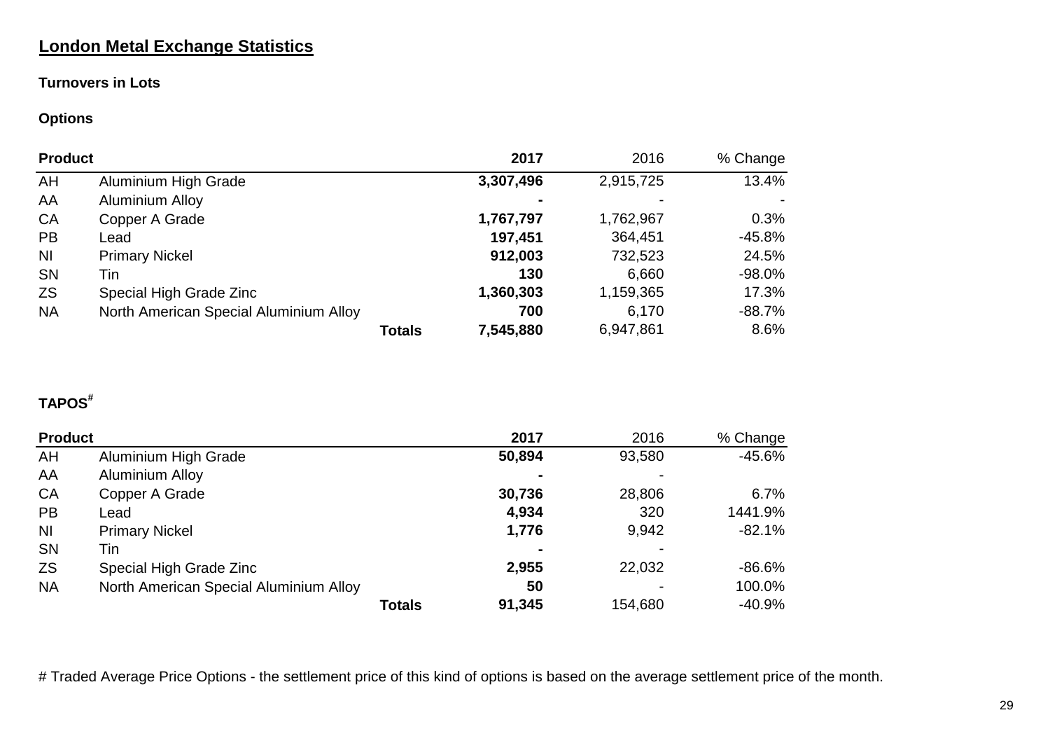## London Metal Exchange Statistics

### Turnovers in Lots

### Options

| Product | | | 2017 | 2016 | % Change |
|---|---|---|---|---|---|
| AH | Aluminium High Grade | | **3,307,496** | 2,915,725 | 13.4% |
| AA | Aluminium Alloy | | **-** | - | - |
| CA | Copper A Grade | | **1,767,797** | 1,762,967 | 0.3% |
| PB | Lead | | **197,451** | 364,451 | -45.8% |
| NI | Primary Nickel | | **912,003** | 732,523 | 24.5% |
| SN | Tin | | **130** | 6,660 | -98.0% |
| ZS | Special High Grade Zinc | | **1,360,303** | 1,159,365 | 17.3% |
| NA | North American Special Aluminium Alloy | | **700** | 6,170 | -88.7% |
| | | **Totals** | **7,545,880** | 6,947,861 | 8.6% |

### TAPOS#

| Product | | | 2017 | 2016 | % Change |
|---|---|---|---|---|---|
| AH | Aluminium High Grade | | **50,894** | 93,580 | -45.6% |
| AA | Aluminium Alloy | | **-** | - | |
| CA | Copper A Grade | | **30,736** | 28,806 | 6.7% |
| PB | Lead | | **4,934** | 320 | 1441.9% |
| NI | Primary Nickel | | **1,776** | 9,942 | -82.1% |
| SN | Tin | | **-** | - | |
| ZS | Special High Grade Zinc | | **2,955** | 22,032 | -86.6% |
| NA | North American Special Aluminium Alloy | | **50** | - | 100.0% |
| | | **Totals** | **91,345** | 154,680 | -40.9% |

# Traded Average Price Options - the settlement price of this kind of options is based on the average settlement price of the month.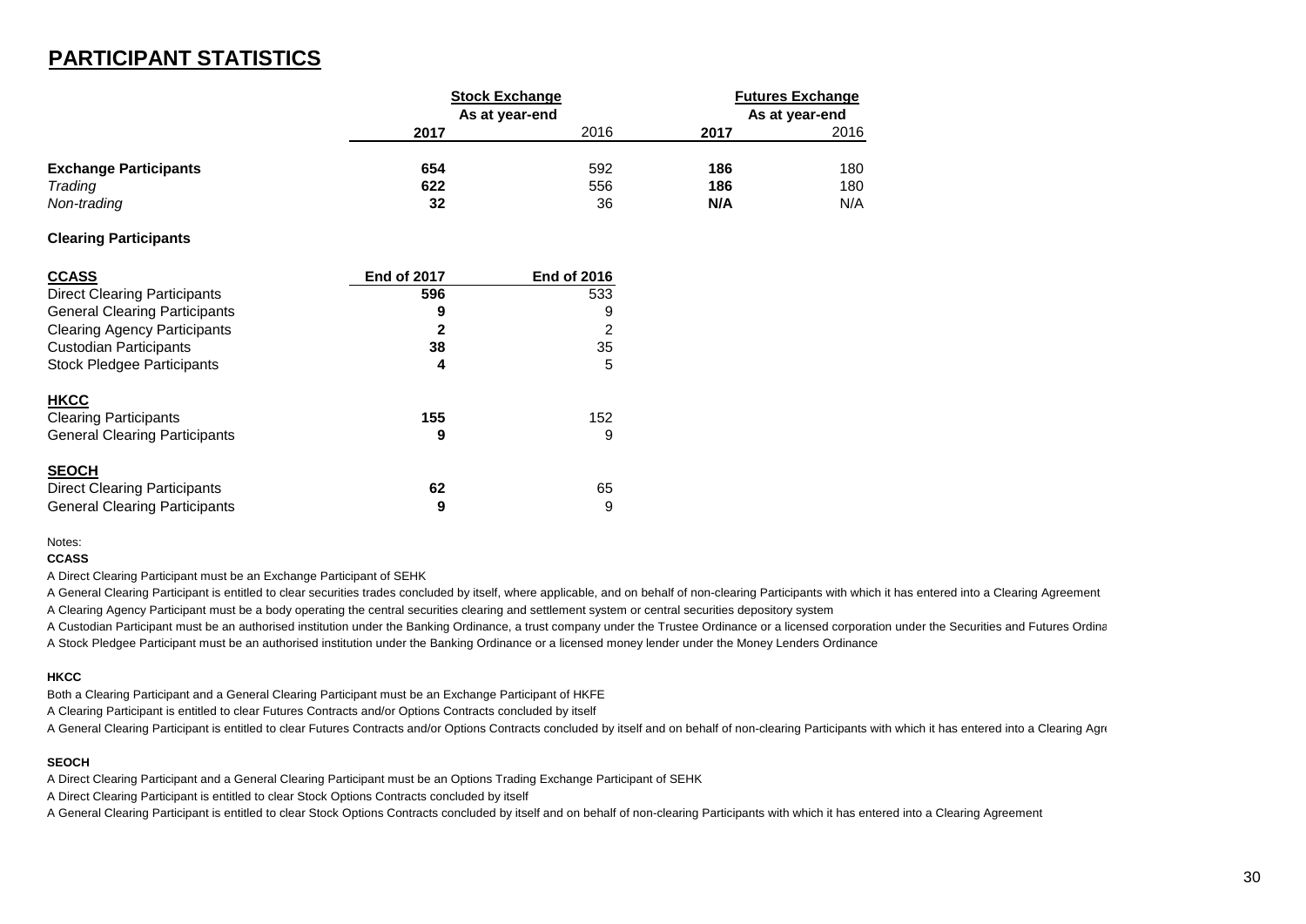# PARTICIPANT STATISTICS

| | Stock Exchange | | Futures Exchange | |
|---|---|---|---|---|
| | As at year-end | | As at year-end | |
| | **2017** | 2016 | **2017** | 2016 |
| **Exchange Participants** | **654** | 592 | **186** | 180 |
| *Trading* | **622** | 556 | **186** | 180 |
| *Non-trading* | **32** | 36 | **N/A** | N/A |

**Clearing Participants**

| | End of 2017 | End of 2016 |
|---|---|---|
| **CCASS** | | |
| Direct Clearing Participants | **596** | 533 |
| General Clearing Participants | **9** | 9 |
| Clearing Agency Participants | **2** | 2 |
| Custodian Participants | **38** | 35 |
| Stock Pledgee Participants | **4** | 5 |
| **HKCC** | | |
| Clearing Participants | **155** | 152 |
| General Clearing Participants | **9** | 9 |
| **SEOCH** | | |
| Direct Clearing Participants | **62** | 65 |
| General Clearing Participants | **9** | 9 |

Notes:

**CCASS**

A Direct Clearing Participant must be an Exchange Participant of SEHK

A General Clearing Participant is entitled to clear securities trades concluded by itself, where applicable, and on behalf of non-clearing Participants with which it has entered into a Clearing Agreement

A Clearing Agency Participant must be a body operating the central securities clearing and settlement system or central securities depository system

A Custodian Participant must be an authorised institution under the Banking Ordinance, a trust company under the Trustee Ordinance or a licensed corporation under the Securities and Futures Ordina

A Stock Pledgee Participant must be an authorised institution under the Banking Ordinance or a licensed money lender under the Money Lenders Ordinance

**HKCC**

Both a Clearing Participant and a General Clearing Participant must be an Exchange Participant of HKFE

A Clearing Participant is entitled to clear Futures Contracts and/or Options Contracts concluded by itself

A General Clearing Participant is entitled to clear Futures Contracts and/or Options Contracts concluded by itself and on behalf of non-clearing Participants with which it has entered into a Clearing Agre

**SEOCH**

A Direct Clearing Participant and a General Clearing Participant must be an Options Trading Exchange Participant of SEHK

A Direct Clearing Participant is entitled to clear Stock Options Contracts concluded by itself

A General Clearing Participant is entitled to clear Stock Options Contracts concluded by itself and on behalf of non-clearing Participants with which it has entered into a Clearing Agreement